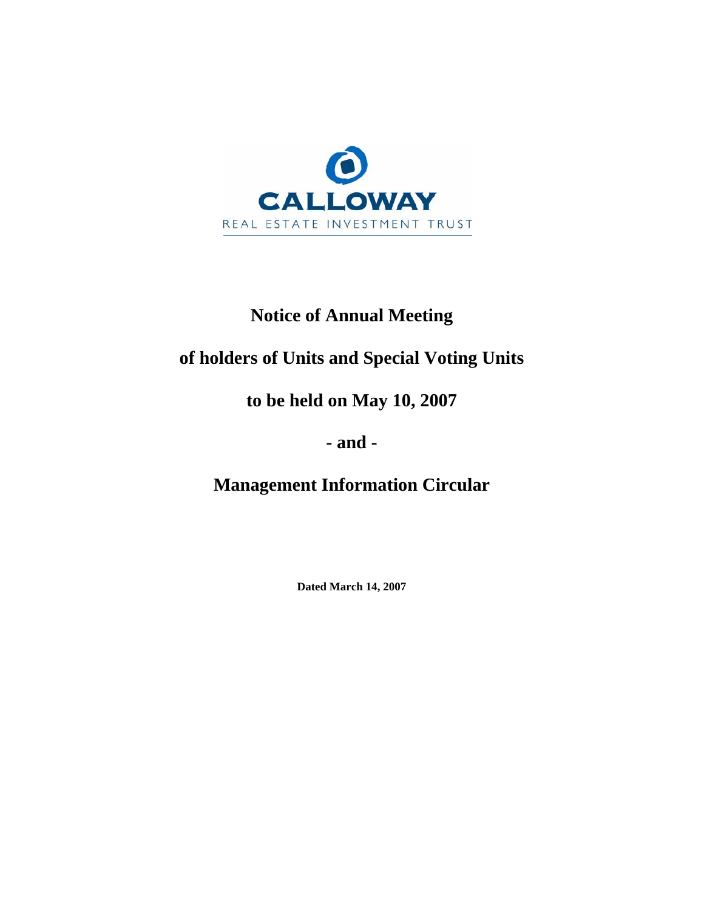CALLOWAY

REAL ESTATE INVESTMENT TRUST

# Notice of Annual Meeting

# of holders of Units and Special Voting Units

# to be held on May 10, 2007

# - and -

# Management Information Circular

**Dated March 14, 2007**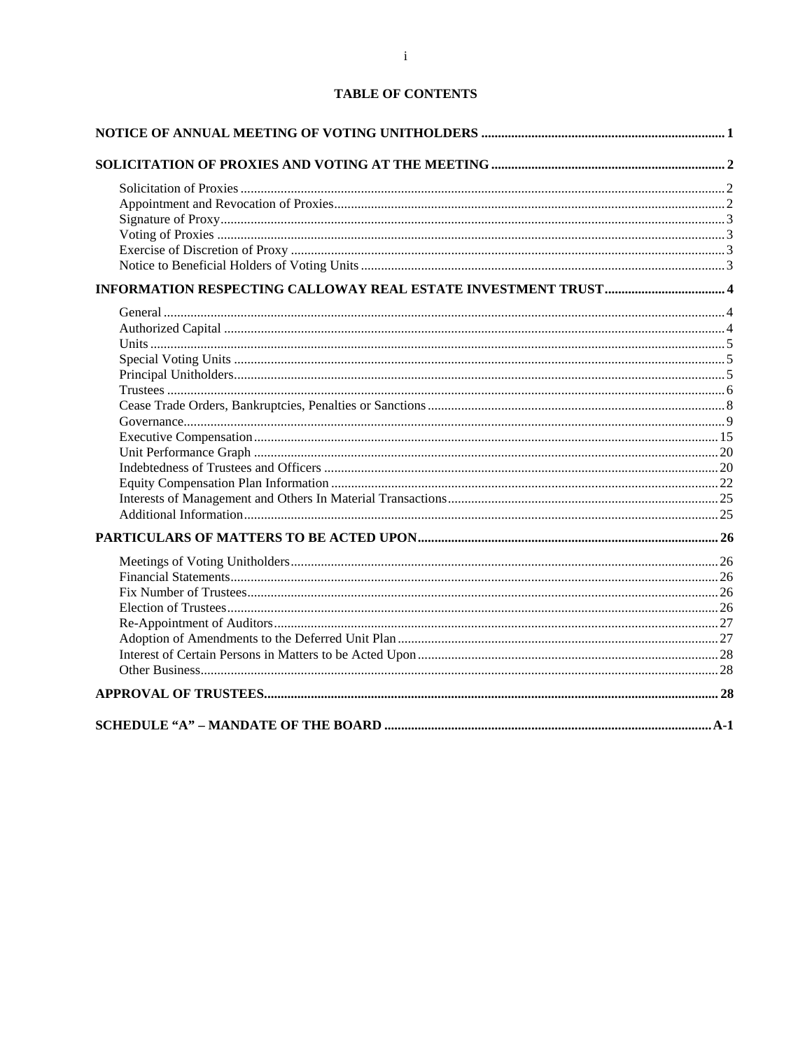## TABLE OF CONTENTS

| | |
|---|---|
| **NOTICE OF ANNUAL MEETING OF VOTING UNITHOLDERS** | **1** |
| **SOLICITATION OF PROXIES AND VOTING AT THE MEETING** | **2** |
| Solicitation of Proxies | 2 |
| Appointment and Revocation of Proxies | 2 |
| Signature of Proxy | 3 |
| Voting of Proxies | 3 |
| Exercise of Discretion of Proxy | 3 |
| Notice to Beneficial Holders of Voting Units | 3 |
| **INFORMATION RESPECTING CALLOWAY REAL ESTATE INVESTMENT TRUST** | **4** |
| General | 4 |
| Authorized Capital | 4 |
| Units | 5 |
| Special Voting Units | 5 |
| Principal Unitholders | 5 |
| Trustees | 6 |
| Cease Trade Orders, Bankruptcies, Penalties or Sanctions | 8 |
| Governance | 9 |
| Executive Compensation | 15 |
| Unit Performance Graph | 20 |
| Indebtedness of Trustees and Officers | 20 |
| Equity Compensation Plan Information | 22 |
| Interests of Management and Others In Material Transactions | 25 |
| Additional Information | 25 |
| **PARTICULARS OF MATTERS TO BE ACTED UPON** | **26** |
| Meetings of Voting Unitholders | 26 |
| Financial Statements | 26 |
| Fix Number of Trustees | 26 |
| Election of Trustees | 26 |
| Re-Appointment of Auditors | 27 |
| Adoption of Amendments to the Deferred Unit Plan | 27 |
| Interest of Certain Persons in Matters to be Acted Upon | 28 |
| Other Business | 28 |
| **APPROVAL OF TRUSTEES** | **28** |
| **SCHEDULE "A" – MANDATE OF THE BOARD** | **A-1** |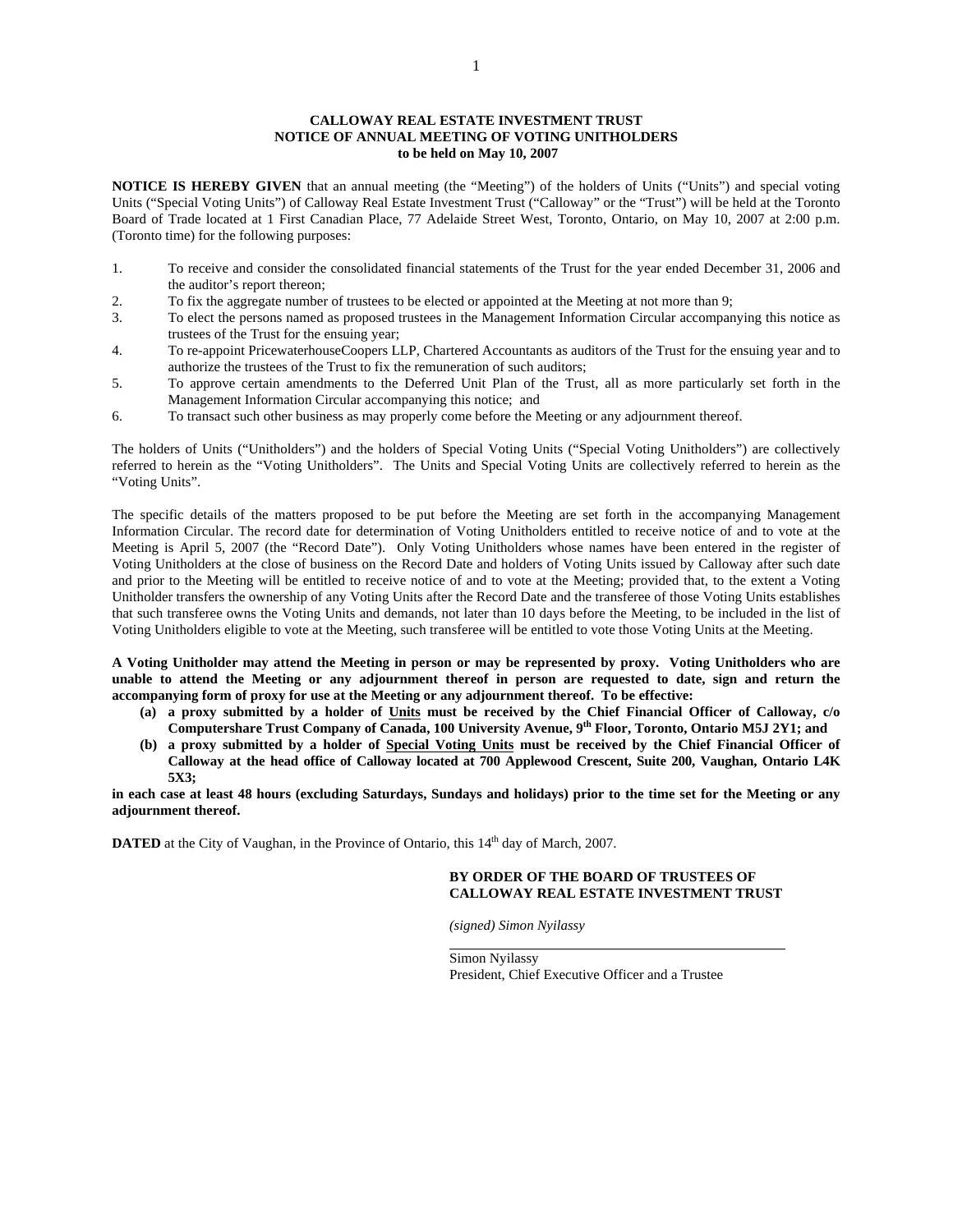**CALLOWAY REAL ESTATE INVESTMENT TRUST**
**NOTICE OF ANNUAL MEETING OF VOTING UNITHOLDERS**
**to be held on May 10, 2007**

**NOTICE IS HEREBY GIVEN** that an annual meeting (the "Meeting") of the holders of Units ("Units") and special voting Units ("Special Voting Units") of Calloway Real Estate Investment Trust ("Calloway" or the "Trust") will be held at the Toronto Board of Trade located at 1 First Canadian Place, 77 Adelaide Street West, Toronto, Ontario, on May 10, 2007 at 2:00 p.m. (Toronto time) for the following purposes:

1. To receive and consider the consolidated financial statements of the Trust for the year ended December 31, 2006 and the auditor's report thereon;
2. To fix the aggregate number of trustees to be elected or appointed at the Meeting at not more than 9;
3. To elect the persons named as proposed trustees in the Management Information Circular accompanying this notice as trustees of the Trust for the ensuing year;
4. To re-appoint PricewaterhouseCoopers LLP, Chartered Accountants as auditors of the Trust for the ensuing year and to authorize the trustees of the Trust to fix the remuneration of such auditors;
5. To approve certain amendments to the Deferred Unit Plan of the Trust, all as more particularly set forth in the Management Information Circular accompanying this notice; and
6. To transact such other business as may properly come before the Meeting or any adjournment thereof.

The holders of Units ("Unitholders") and the holders of Special Voting Units ("Special Voting Unitholders") are collectively referred to herein as the "Voting Unitholders". The Units and Special Voting Units are collectively referred to herein as the "Voting Units".

The specific details of the matters proposed to be put before the Meeting are set forth in the accompanying Management Information Circular. The record date for determination of Voting Unitholders entitled to receive notice of and to vote at the Meeting is April 5, 2007 (the "Record Date"). Only Voting Unitholders whose names have been entered in the register of Voting Unitholders at the close of business on the Record Date and holders of Voting Units issued by Calloway after such date and prior to the Meeting will be entitled to receive notice of and to vote at the Meeting; provided that, to the extent a Voting Unitholder transfers the ownership of any Voting Units after the Record Date and the transferee of those Voting Units establishes that such transferee owns the Voting Units and demands, not later than 10 days before the Meeting, to be included in the list of Voting Unitholders eligible to vote at the Meeting, such transferee will be entitled to vote those Voting Units at the Meeting.

**A Voting Unitholder may attend the Meeting in person or may be represented by proxy. Voting Unitholders who are unable to attend the Meeting or any adjournment thereof in person are requested to date, sign and return the accompanying form of proxy for use at the Meeting or any adjournment thereof. To be effective:**

**(a) a proxy submitted by a holder of <u>Units</u> must be received by the Chief Financial Officer of Calloway, c/o Computershare Trust Company of Canada, 100 University Avenue, 9th Floor, Toronto, Ontario M5J 2Y1; and**

**(b) a proxy submitted by a holder of <u>Special Voting Units</u> must be received by the Chief Financial Officer of Calloway at the head office of Calloway located at 700 Applewood Crescent, Suite 200, Vaughan, Ontario L4K 5X3;**

**in each case at least 48 hours (excluding Saturdays, Sundays and holidays) prior to the time set for the Meeting or any adjournment thereof.**

**DATED** at the City of Vaughan, in the Province of Ontario, this 14th day of March, 2007.

**BY ORDER OF THE BOARD OF TRUSTEES OF CALLOWAY REAL ESTATE INVESTMENT TRUST**

*(signed) Simon Nyilassy*

Simon Nyilassy
President, Chief Executive Officer and a Trustee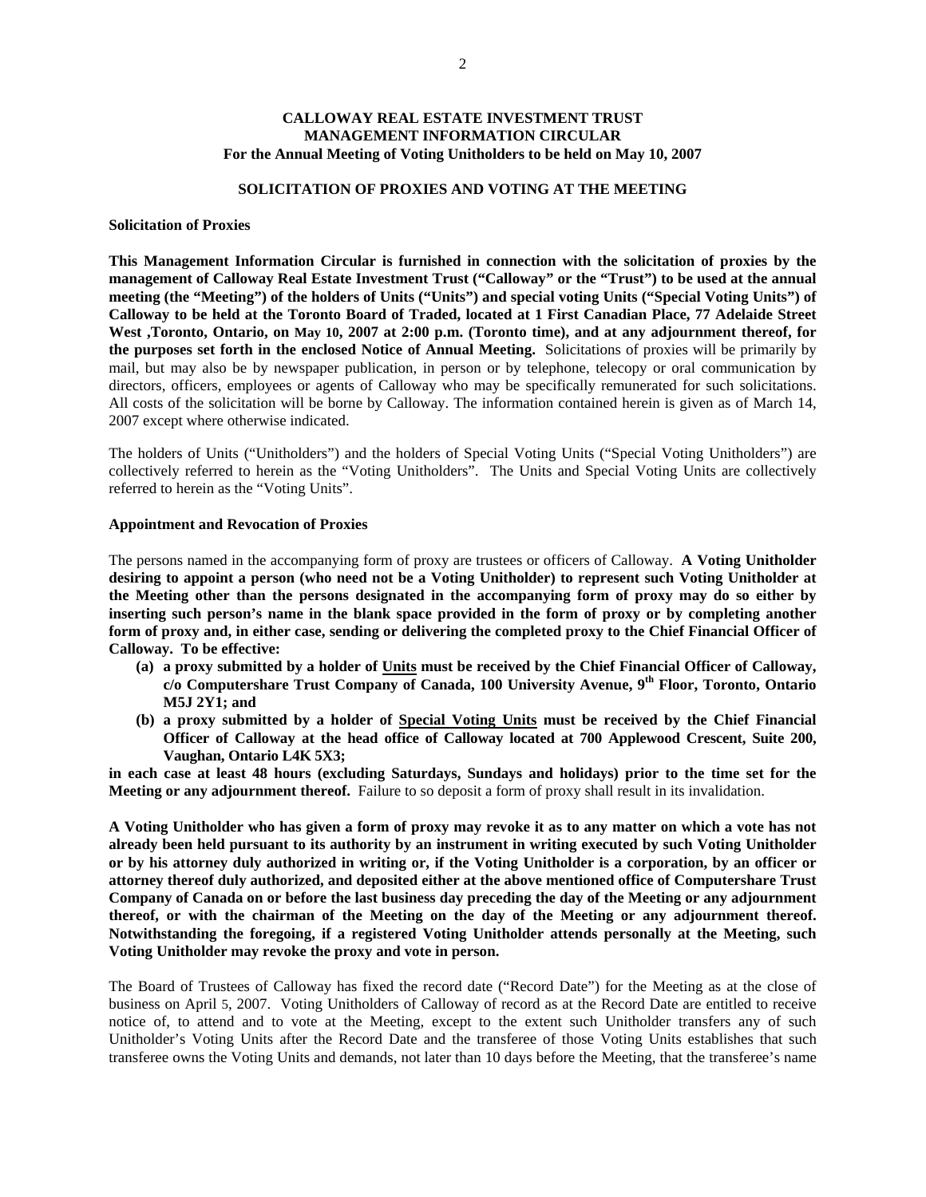**CALLOWAY REAL ESTATE INVESTMENT TRUST**
**MANAGEMENT INFORMATION CIRCULAR**
**For the Annual Meeting of Voting Unitholders to be held on May 10, 2007**

**SOLICITATION OF PROXIES AND VOTING AT THE MEETING**

**Solicitation of Proxies**

**This Management Information Circular is furnished in connection with the solicitation of proxies by the management of Calloway Real Estate Investment Trust ("Calloway" or the "Trust") to be used at the annual meeting (the "Meeting") of the holders of Units ("Units") and special voting Units ("Special Voting Units") of Calloway to be held at the Toronto Board of Traded, located at 1 First Canadian Place, 77 Adelaide Street West ,Toronto, Ontario, on May 10, 2007 at 2:00 p.m. (Toronto time), and at any adjournment thereof, for the purposes set forth in the enclosed Notice of Annual Meeting.** Solicitations of proxies will be primarily by mail, but may also be by newspaper publication, in person or by telephone, telecopy or oral communication by directors, officers, employees or agents of Calloway who may be specifically remunerated for such solicitations. All costs of the solicitation will be borne by Calloway. The information contained herein is given as of March 14, 2007 except where otherwise indicated.

The holders of Units ("Unitholders") and the holders of Special Voting Units ("Special Voting Unitholders") are collectively referred to herein as the "Voting Unitholders". The Units and Special Voting Units are collectively referred to herein as the "Voting Units".

**Appointment and Revocation of Proxies**

The persons named in the accompanying form of proxy are trustees or officers of Calloway. **A Voting Unitholder desiring to appoint a person (who need not be a Voting Unitholder) to represent such Voting Unitholder at the Meeting other than the persons designated in the accompanying form of proxy may do so either by inserting such person's name in the blank space provided in the form of proxy or by completing another form of proxy and, in either case, sending or delivering the completed proxy to the Chief Financial Officer of Calloway. To be effective:**

**(a) a proxy submitted by a holder of Units must be received by the Chief Financial Officer of Calloway, c/o Computershare Trust Company of Canada, 100 University Avenue, 9th Floor, Toronto, Ontario M5J 2Y1; and**

**(b) a proxy submitted by a holder of Special Voting Units must be received by the Chief Financial Officer of Calloway at the head office of Calloway located at 700 Applewood Crescent, Suite 200, Vaughan, Ontario L4K 5X3;**

**in each case at least 48 hours (excluding Saturdays, Sundays and holidays) prior to the time set for the Meeting or any adjournment thereof.** Failure to so deposit a form of proxy shall result in its invalidation.

**A Voting Unitholder who has given a form of proxy may revoke it as to any matter on which a vote has not already been held pursuant to its authority by an instrument in writing executed by such Voting Unitholder or by his attorney duly authorized in writing or, if the Voting Unitholder is a corporation, by an officer or attorney thereof duly authorized, and deposited either at the above mentioned office of Computershare Trust Company of Canada on or before the last business day preceding the day of the Meeting or any adjournment thereof, or with the chairman of the Meeting on the day of the Meeting or any adjournment thereof. Notwithstanding the foregoing, if a registered Voting Unitholder attends personally at the Meeting, such Voting Unitholder may revoke the proxy and vote in person.**

The Board of Trustees of Calloway has fixed the record date ("Record Date") for the Meeting as at the close of business on April 5, 2007. Voting Unitholders of Calloway of record as at the Record Date are entitled to receive notice of, to attend and to vote at the Meeting, except to the extent such Unitholder transfers any of such Unitholder's Voting Units after the Record Date and the transferee of those Voting Units establishes that such transferee owns the Voting Units and demands, not later than 10 days before the Meeting, that the transferee's name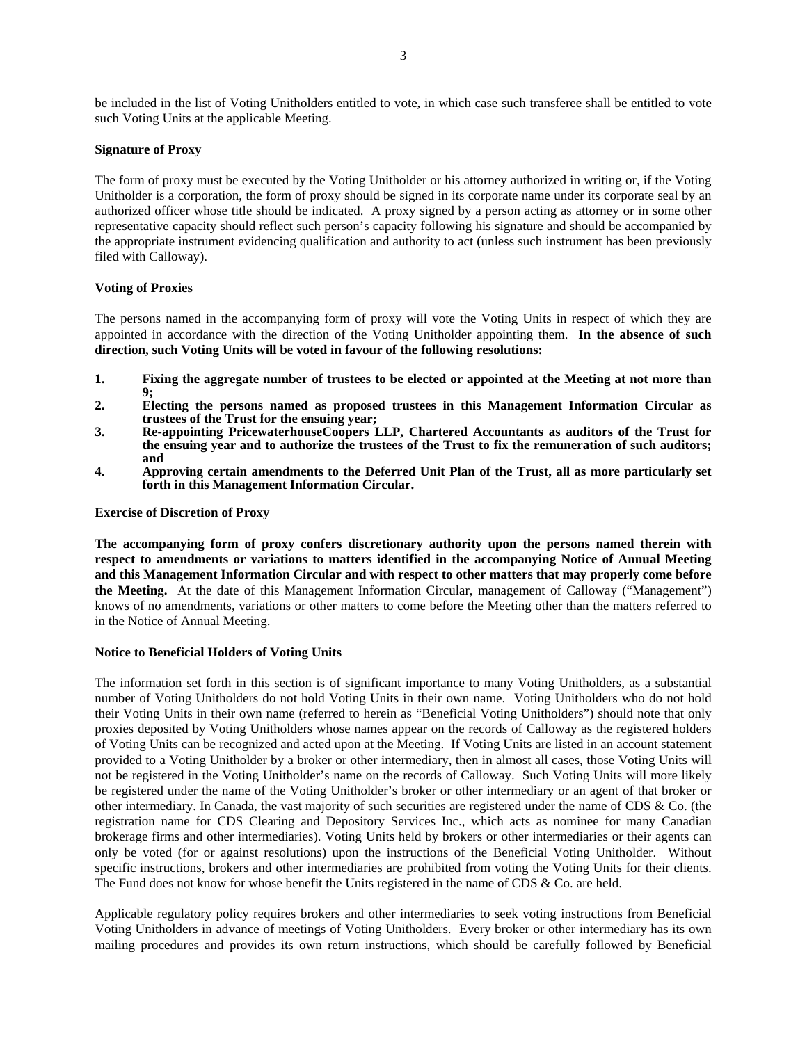be included in the list of Voting Unitholders entitled to vote, in which case such transferee shall be entitled to vote such Voting Units at the applicable Meeting.

**Signature of Proxy**

The form of proxy must be executed by the Voting Unitholder or his attorney authorized in writing or, if the Voting Unitholder is a corporation, the form of proxy should be signed in its corporate name under its corporate seal by an authorized officer whose title should be indicated. A proxy signed by a person acting as attorney or in some other representative capacity should reflect such person's capacity following his signature and should be accompanied by the appropriate instrument evidencing qualification and authority to act (unless such instrument has been previously filed with Calloway).

**Voting of Proxies**

The persons named in the accompanying form of proxy will vote the Voting Units in respect of which they are appointed in accordance with the direction of the Voting Unitholder appointing them. **In the absence of such direction, such Voting Units will be voted in favour of the following resolutions:**

1. **Fixing the aggregate number of trustees to be elected or appointed at the Meeting at not more than 9;**
2. **Electing the persons named as proposed trustees in this Management Information Circular as trustees of the Trust for the ensuing year;**
3. **Re-appointing PricewaterhouseCoopers LLP, Chartered Accountants as auditors of the Trust for the ensuing year and to authorize the trustees of the Trust to fix the remuneration of such auditors; and**
4. **Approving certain amendments to the Deferred Unit Plan of the Trust, all as more particularly set forth in this Management Information Circular.**

**Exercise of Discretion of Proxy**

**The accompanying form of proxy confers discretionary authority upon the persons named therein with respect to amendments or variations to matters identified in the accompanying Notice of Annual Meeting and this Management Information Circular and with respect to other matters that may properly come before the Meeting.** At the date of this Management Information Circular, management of Calloway ("Management") knows of no amendments, variations or other matters to come before the Meeting other than the matters referred to in the Notice of Annual Meeting.

**Notice to Beneficial Holders of Voting Units**

The information set forth in this section is of significant importance to many Voting Unitholders, as a substantial number of Voting Unitholders do not hold Voting Units in their own name. Voting Unitholders who do not hold their Voting Units in their own name (referred to herein as "Beneficial Voting Unitholders") should note that only proxies deposited by Voting Unitholders whose names appear on the records of Calloway as the registered holders of Voting Units can be recognized and acted upon at the Meeting. If Voting Units are listed in an account statement provided to a Voting Unitholder by a broker or other intermediary, then in almost all cases, those Voting Units will not be registered in the Voting Unitholder's name on the records of Calloway. Such Voting Units will more likely be registered under the name of the Voting Unitholder's broker or other intermediary or an agent of that broker or other intermediary. In Canada, the vast majority of such securities are registered under the name of CDS & Co. (the registration name for CDS Clearing and Depository Services Inc., which acts as nominee for many Canadian brokerage firms and other intermediaries). Voting Units held by brokers or other intermediaries or their agents can only be voted (for or against resolutions) upon the instructions of the Beneficial Voting Unitholder. Without specific instructions, brokers and other intermediaries are prohibited from voting the Voting Units for their clients. The Fund does not know for whose benefit the Units registered in the name of CDS & Co. are held.

Applicable regulatory policy requires brokers and other intermediaries to seek voting instructions from Beneficial Voting Unitholders in advance of meetings of Voting Unitholders. Every broker or other intermediary has its own mailing procedures and provides its own return instructions, which should be carefully followed by Beneficial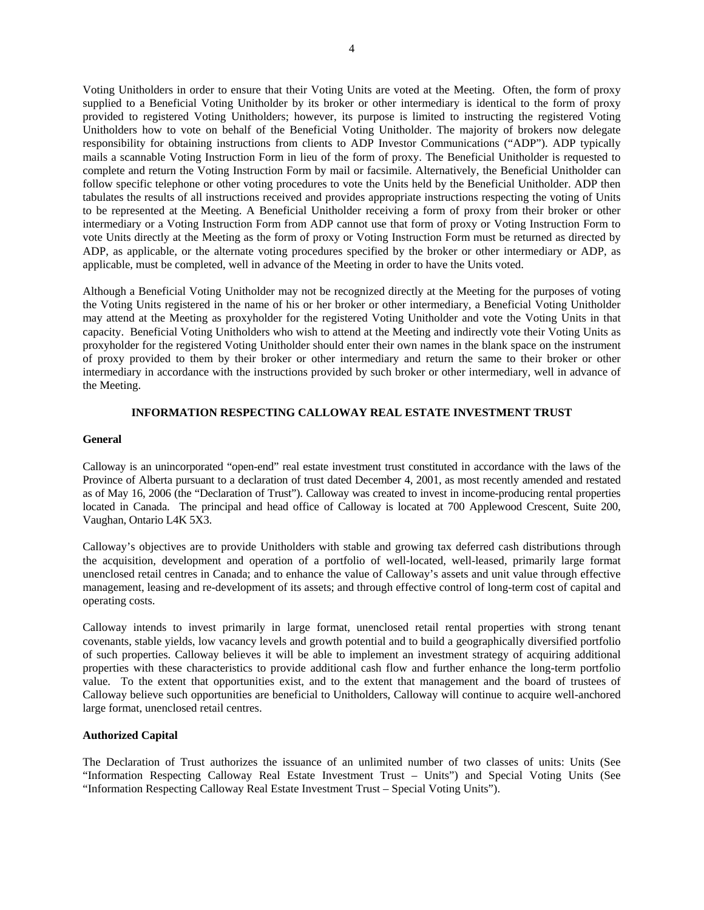Voting Unitholders in order to ensure that their Voting Units are voted at the Meeting. Often, the form of proxy supplied to a Beneficial Voting Unitholder by its broker or other intermediary is identical to the form of proxy provided to registered Voting Unitholders; however, its purpose is limited to instructing the registered Voting Unitholders how to vote on behalf of the Beneficial Voting Unitholder. The majority of brokers now delegate responsibility for obtaining instructions from clients to ADP Investor Communications ("ADP"). ADP typically mails a scannable Voting Instruction Form in lieu of the form of proxy. The Beneficial Unitholder is requested to complete and return the Voting Instruction Form by mail or facsimile. Alternatively, the Beneficial Unitholder can follow specific telephone or other voting procedures to vote the Units held by the Beneficial Unitholder. ADP then tabulates the results of all instructions received and provides appropriate instructions respecting the voting of Units to be represented at the Meeting. A Beneficial Unitholder receiving a form of proxy from their broker or other intermediary or a Voting Instruction Form from ADP cannot use that form of proxy or Voting Instruction Form to vote Units directly at the Meeting as the form of proxy or Voting Instruction Form must be returned as directed by ADP, as applicable, or the alternate voting procedures specified by the broker or other intermediary or ADP, as applicable, must be completed, well in advance of the Meeting in order to have the Units voted.

Although a Beneficial Voting Unitholder may not be recognized directly at the Meeting for the purposes of voting the Voting Units registered in the name of his or her broker or other intermediary, a Beneficial Voting Unitholder may attend at the Meeting as proxyholder for the registered Voting Unitholder and vote the Voting Units in that capacity. Beneficial Voting Unitholders who wish to attend at the Meeting and indirectly vote their Voting Units as proxyholder for the registered Voting Unitholder should enter their own names in the blank space on the instrument of proxy provided to them by their broker or other intermediary and return the same to their broker or other intermediary in accordance with the instructions provided by such broker or other intermediary, well in advance of the Meeting.

## INFORMATION RESPECTING CALLOWAY REAL ESTATE INVESTMENT TRUST

### General

Calloway is an unincorporated "open-end" real estate investment trust constituted in accordance with the laws of the Province of Alberta pursuant to a declaration of trust dated December 4, 2001, as most recently amended and restated as of May 16, 2006 (the "Declaration of Trust"). Calloway was created to invest in income-producing rental properties located in Canada. The principal and head office of Calloway is located at 700 Applewood Crescent, Suite 200, Vaughan, Ontario L4K 5X3.

Calloway's objectives are to provide Unitholders with stable and growing tax deferred cash distributions through the acquisition, development and operation of a portfolio of well-located, well-leased, primarily large format unenclosed retail centres in Canada; and to enhance the value of Calloway's assets and unit value through effective management, leasing and re-development of its assets; and through effective control of long-term cost of capital and operating costs.

Calloway intends to invest primarily in large format, unenclosed retail rental properties with strong tenant covenants, stable yields, low vacancy levels and growth potential and to build a geographically diversified portfolio of such properties. Calloway believes it will be able to implement an investment strategy of acquiring additional properties with these characteristics to provide additional cash flow and further enhance the long-term portfolio value. To the extent that opportunities exist, and to the extent that management and the board of trustees of Calloway believe such opportunities are beneficial to Unitholders, Calloway will continue to acquire well-anchored large format, unenclosed retail centres.

### Authorized Capital

The Declaration of Trust authorizes the issuance of an unlimited number of two classes of units: Units (See "Information Respecting Calloway Real Estate Investment Trust – Units") and Special Voting Units (See "Information Respecting Calloway Real Estate Investment Trust – Special Voting Units").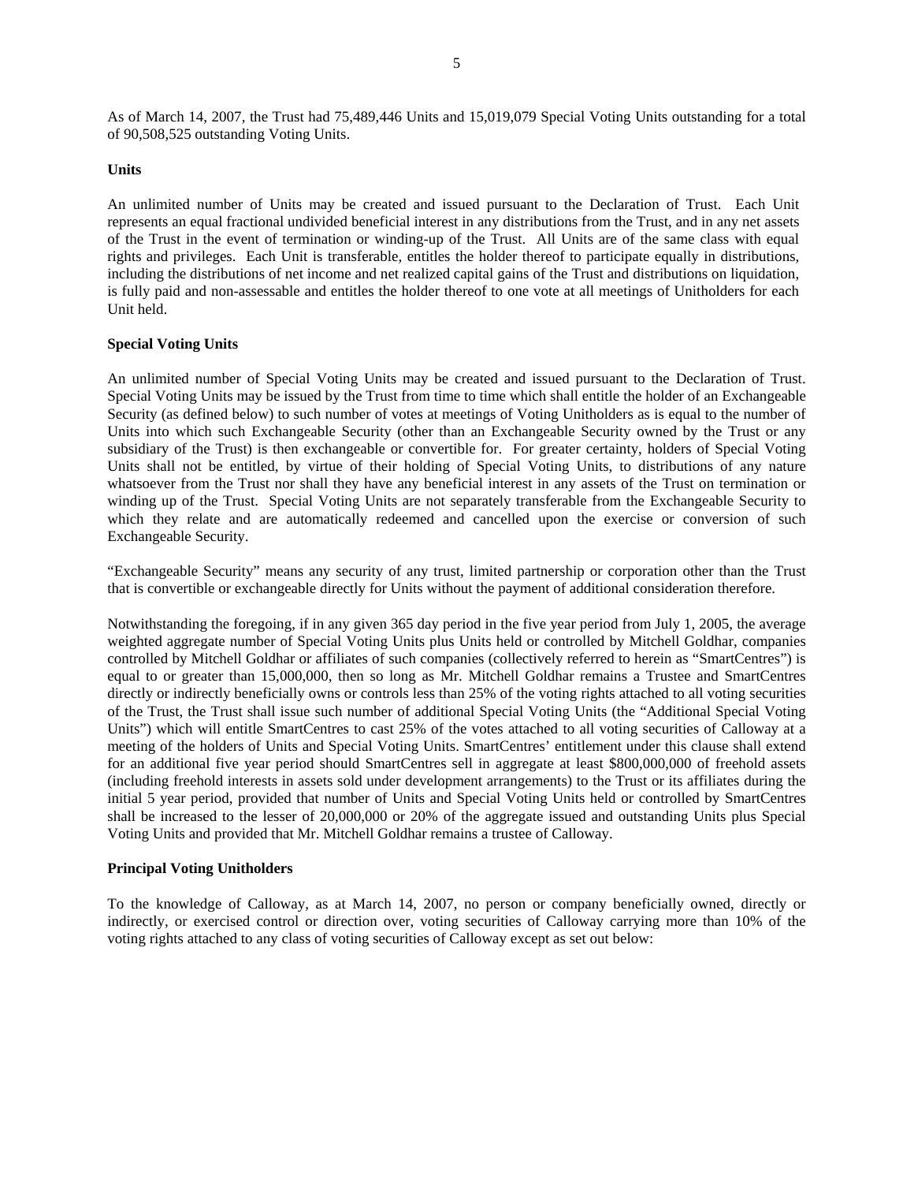As of March 14, 2007, the Trust had 75,489,446 Units and 15,019,079 Special Voting Units outstanding for a total of 90,508,525 outstanding Voting Units.

**Units**

An unlimited number of Units may be created and issued pursuant to the Declaration of Trust. Each Unit represents an equal fractional undivided beneficial interest in any distributions from the Trust, and in any net assets of the Trust in the event of termination or winding-up of the Trust. All Units are of the same class with equal rights and privileges. Each Unit is transferable, entitles the holder thereof to participate equally in distributions, including the distributions of net income and net realized capital gains of the Trust and distributions on liquidation, is fully paid and non-assessable and entitles the holder thereof to one vote at all meetings of Unitholders for each Unit held.

**Special Voting Units**

An unlimited number of Special Voting Units may be created and issued pursuant to the Declaration of Trust. Special Voting Units may be issued by the Trust from time to time which shall entitle the holder of an Exchangeable Security (as defined below) to such number of votes at meetings of Voting Unitholders as is equal to the number of Units into which such Exchangeable Security (other than an Exchangeable Security owned by the Trust or any subsidiary of the Trust) is then exchangeable or convertible for. For greater certainty, holders of Special Voting Units shall not be entitled, by virtue of their holding of Special Voting Units, to distributions of any nature whatsoever from the Trust nor shall they have any beneficial interest in any assets of the Trust on termination or winding up of the Trust. Special Voting Units are not separately transferable from the Exchangeable Security to which they relate and are automatically redeemed and cancelled upon the exercise or conversion of such Exchangeable Security.

"Exchangeable Security" means any security of any trust, limited partnership or corporation other than the Trust that is convertible or exchangeable directly for Units without the payment of additional consideration therefore.

Notwithstanding the foregoing, if in any given 365 day period in the five year period from July 1, 2005, the average weighted aggregate number of Special Voting Units plus Units held or controlled by Mitchell Goldhar, companies controlled by Mitchell Goldhar or affiliates of such companies (collectively referred to herein as "SmartCentres") is equal to or greater than 15,000,000, then so long as Mr. Mitchell Goldhar remains a Trustee and SmartCentres directly or indirectly beneficially owns or controls less than 25% of the voting rights attached to all voting securities of the Trust, the Trust shall issue such number of additional Special Voting Units (the "Additional Special Voting Units") which will entitle SmartCentres to cast 25% of the votes attached to all voting securities of Calloway at a meeting of the holders of Units and Special Voting Units. SmartCentres' entitlement under this clause shall extend for an additional five year period should SmartCentres sell in aggregate at least $800,000,000 of freehold assets (including freehold interests in assets sold under development arrangements) to the Trust or its affiliates during the initial 5 year period, provided that number of Units and Special Voting Units held or controlled by SmartCentres shall be increased to the lesser of 20,000,000 or 20% of the aggregate issued and outstanding Units plus Special Voting Units and provided that Mr. Mitchell Goldhar remains a trustee of Calloway.

**Principal Voting Unitholders**

To the knowledge of Calloway, as at March 14, 2007, no person or company beneficially owned, directly or indirectly, or exercised control or direction over, voting securities of Calloway carrying more than 10% of the voting rights attached to any class of voting securities of Calloway except as set out below: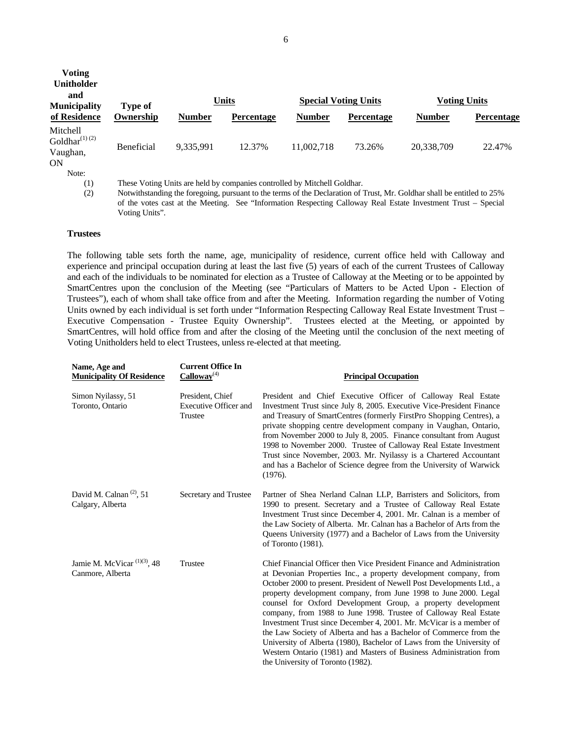| Voting Unitholder and Municipality of Residence | Type of Ownership | Units | | Special Voting Units | | Voting Units | |
|---|---|---|---|---|---|---|---|
| | | Number | Percentage | Number | Percentage | Number | Percentage |
| Mitchell Goldhar[(1) (2)] Vaughan, ON | Beneficial | 9,335,991 | 12.37% | 11,002,718 | 73.26% | 20,338,709 | 22.47% |

Note:

(1) These Voting Units are held by companies controlled by Mitchell Goldhar.

(2) Notwithstanding the foregoing, pursuant to the terms of the Declaration of Trust, Mr. Goldhar shall be entitled to 25% of the votes cast at the Meeting. See "Information Respecting Calloway Real Estate Investment Trust – Special Voting Units".

### Trustees

The following table sets forth the name, age, municipality of residence, current office held with Calloway and experience and principal occupation during at least the last five (5) years of each of the current Trustees of Calloway and each of the individuals to be nominated for election as a Trustee of Calloway at the Meeting or to be appointed by SmartCentres upon the conclusion of the Meeting (see "Particulars of Matters to be Acted Upon - Election of Trustees"), each of whom shall take office from and after the Meeting. Information regarding the number of Voting Units owned by each individual is set forth under "Information Respecting Calloway Real Estate Investment Trust – Executive Compensation - Trustee Equity Ownership". Trustees elected at the Meeting, or appointed by SmartCentres, will hold office from and after the closing of the Meeting until the conclusion of the next meeting of Voting Unitholders held to elect Trustees, unless re-elected at that meeting.

| Name, Age and Municipality Of Residence | Current Office In Calloway[(4)] | Principal Occupation |
|---|---|---|
| Simon Nyilassy, 51 Toronto, Ontario | President, Chief Executive Officer and Trustee | President and Chief Executive Officer of Calloway Real Estate Investment Trust since July 8, 2005. Executive Vice-President Finance and Treasury of SmartCentres (formerly FirstPro Shopping Centres), a private shopping centre development company in Vaughan, Ontario, from November 2000 to July 8, 2005. Finance consultant from August 1998 to November 2000. Trustee of Calloway Real Estate Investment Trust since November, 2003. Mr. Nyilassy is a Chartered Accountant and has a Bachelor of Science degree from the University of Warwick (1976). |
| David M. Calnan [(2)], 51 Calgary, Alberta | Secretary and Trustee | Partner of Shea Nerland Calnan LLP, Barristers and Solicitors, from 1990 to present. Secretary and a Trustee of Calloway Real Estate Investment Trust since December 4, 2001. Mr. Calnan is a member of the Law Society of Alberta. Mr. Calnan has a Bachelor of Arts from the Queens University (1977) and a Bachelor of Laws from the University of Toronto (1981). |
| Jamie M. McVicar [(1)(3)], 48 Canmore, Alberta | Trustee | Chief Financial Officer then Vice President Finance and Administration at Devonian Properties Inc., a property development company, from October 2000 to present. President of Newell Post Developments Ltd., a property development company, from June 1998 to June 2000. Legal counsel for Oxford Development Group, a property development company, from 1988 to June 1998. Trustee of Calloway Real Estate Investment Trust since December 4, 2001. Mr. McVicar is a member of the Law Society of Alberta and has a Bachelor of Commerce from the University of Alberta (1980), Bachelor of Laws from the University of Western Ontario (1981) and Masters of Business Administration from the University of Toronto (1982). |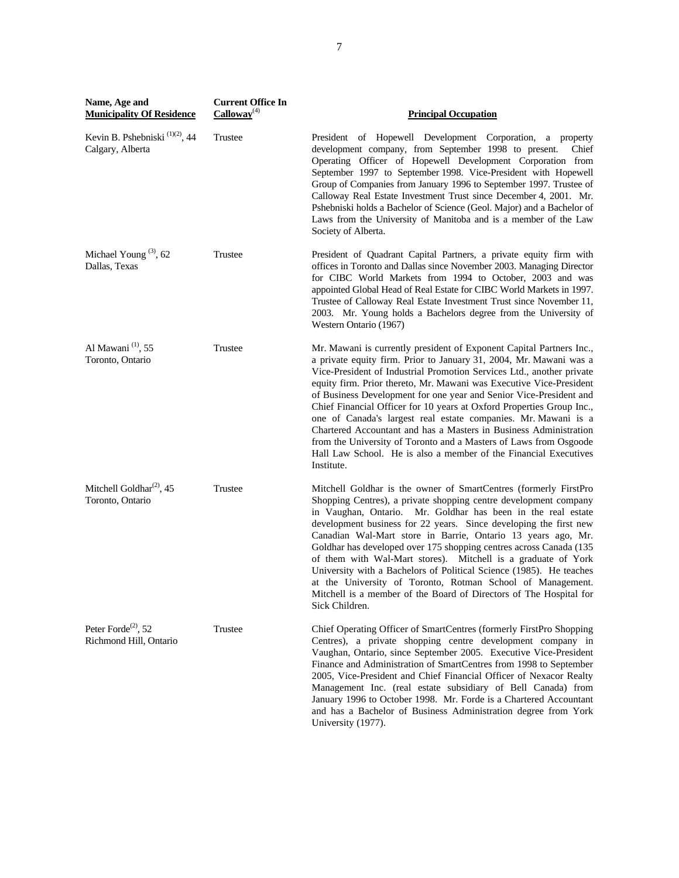| Name, Age and Municipality Of Residence | Current Office In Calloway[(4)] | Principal Occupation |
|---|---|---|
| Kevin B. Pshebniski [(1)(2)], 44<br>Calgary, Alberta | Trustee | President of Hopewell Development Corporation, a property development company, from September 1998 to present. Chief Operating Officer of Hopewell Development Corporation from September 1997 to September 1998. Vice-President with Hopewell Group of Companies from January 1996 to September 1997. Trustee of Calloway Real Estate Investment Trust since December 4, 2001. Mr. Pshebniski holds a Bachelor of Science (Geol. Major) and a Bachelor of Laws from the University of Manitoba and is a member of the Law Society of Alberta. |
| Michael Young [(3)], 62<br>Dallas, Texas | Trustee | President of Quadrant Capital Partners, a private equity firm with offices in Toronto and Dallas since November 2003. Managing Director for CIBC World Markets from 1994 to October, 2003 and was appointed Global Head of Real Estate for CIBC World Markets in 1997. Trustee of Calloway Real Estate Investment Trust since November 11, 2003. Mr. Young holds a Bachelors degree from the University of Western Ontario (1967) |
| Al Mawani [(1)], 55<br>Toronto, Ontario | Trustee | Mr. Mawani is currently president of Exponent Capital Partners Inc., a private equity firm. Prior to January 31, 2004, Mr. Mawani was a Vice-President of Industrial Promotion Services Ltd., another private equity firm. Prior thereto, Mr. Mawani was Executive Vice-President of Business Development for one year and Senior Vice-President and Chief Financial Officer for 10 years at Oxford Properties Group Inc., one of Canada's largest real estate companies. Mr. Mawani is a Chartered Accountant and has a Masters in Business Administration from the University of Toronto and a Masters of Laws from Osgoode Hall Law School. He is also a member of the Financial Executives Institute. |
| Mitchell Goldhar[(2)], 45<br>Toronto, Ontario | Trustee | Mitchell Goldhar is the owner of SmartCentres (formerly FirstPro Shopping Centres), a private shopping centre development company in Vaughan, Ontario. Mr. Goldhar has been in the real estate development business for 22 years. Since developing the first new Canadian Wal-Mart store in Barrie, Ontario 13 years ago, Mr. Goldhar has developed over 175 shopping centres across Canada (135 of them with Wal-Mart stores). Mitchell is a graduate of York University with a Bachelors of Political Science (1985). He teaches at the University of Toronto, Rotman School of Management. Mitchell is a member of the Board of Directors of The Hospital for Sick Children. |
| Peter Forde[(2)], 52<br>Richmond Hill, Ontario | Trustee | Chief Operating Officer of SmartCentres (formerly FirstPro Shopping Centres), a private shopping centre development company in Vaughan, Ontario, since September 2005. Executive Vice-President Finance and Administration of SmartCentres from 1998 to September 2005, Vice-President and Chief Financial Officer of Nexacor Realty Management Inc. (real estate subsidiary of Bell Canada) from January 1996 to October 1998. Mr. Forde is a Chartered Accountant and has a Bachelor of Business Administration degree from York University (1977). |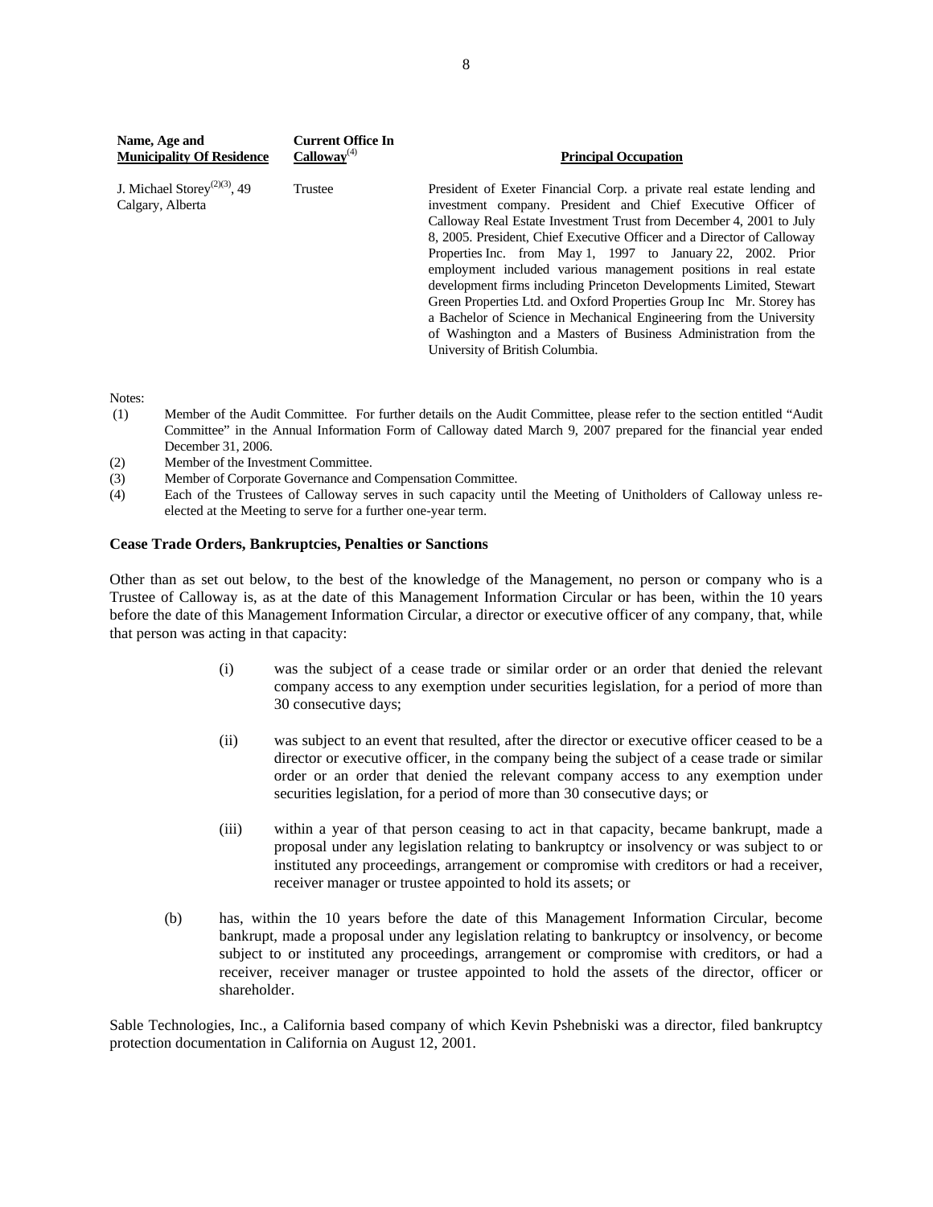| Name, Age and Municipality Of Residence | Current Office In Calloway[(4)] | Principal Occupation |
|---|---|---|
| J. Michael Storey[(2)(3)], 49<br>Calgary, Alberta | Trustee | President of Exeter Financial Corp. a private real estate lending and investment company. President and Chief Executive Officer of Calloway Real Estate Investment Trust from December 4, 2001 to July 8, 2005. President, Chief Executive Officer and a Director of Calloway Properties Inc. from May 1, 1997 to January 22, 2002. Prior employment included various management positions in real estate development firms including Princeton Developments Limited, Stewart Green Properties Ltd. and Oxford Properties Group Inc Mr. Storey has a Bachelor of Science in Mechanical Engineering from the University of Washington and a Masters of Business Administration from the University of British Columbia. |

Notes:

(1) Member of the Audit Committee. For further details on the Audit Committee, please refer to the section entitled "Audit Committee" in the Annual Information Form of Calloway dated March 9, 2007 prepared for the financial year ended December 31, 2006.

(2) Member of the Investment Committee.

(3) Member of Corporate Governance and Compensation Committee.

(4) Each of the Trustees of Calloway serves in such capacity until the Meeting of Unitholders of Calloway unless re-elected at the Meeting to serve for a further one-year term.

**Cease Trade Orders, Bankruptcies, Penalties or Sanctions**

Other than as set out below, to the best of the knowledge of the Management, no person or company who is a Trustee of Calloway is, as at the date of this Management Information Circular or has been, within the 10 years before the date of this Management Information Circular, a director or executive officer of any company, that, while that person was acting in that capacity:

(i) was the subject of a cease trade or similar order or an order that denied the relevant company access to any exemption under securities legislation, for a period of more than 30 consecutive days;

(ii) was subject to an event that resulted, after the director or executive officer ceased to be a director or executive officer, in the company being the subject of a cease trade or similar order or an order that denied the relevant company access to any exemption under securities legislation, for a period of more than 30 consecutive days; or

(iii) within a year of that person ceasing to act in that capacity, became bankrupt, made a proposal under any legislation relating to bankruptcy or insolvency or was subject to or instituted any proceedings, arrangement or compromise with creditors or had a receiver, receiver manager or trustee appointed to hold its assets; or

(b) has, within the 10 years before the date of this Management Information Circular, become bankrupt, made a proposal under any legislation relating to bankruptcy or insolvency, or become subject to or instituted any proceedings, arrangement or compromise with creditors, or had a receiver, receiver manager or trustee appointed to hold the assets of the director, officer or shareholder.

Sable Technologies, Inc., a California based company of which Kevin Pshebniski was a director, filed bankruptcy protection documentation in California on August 12, 2001.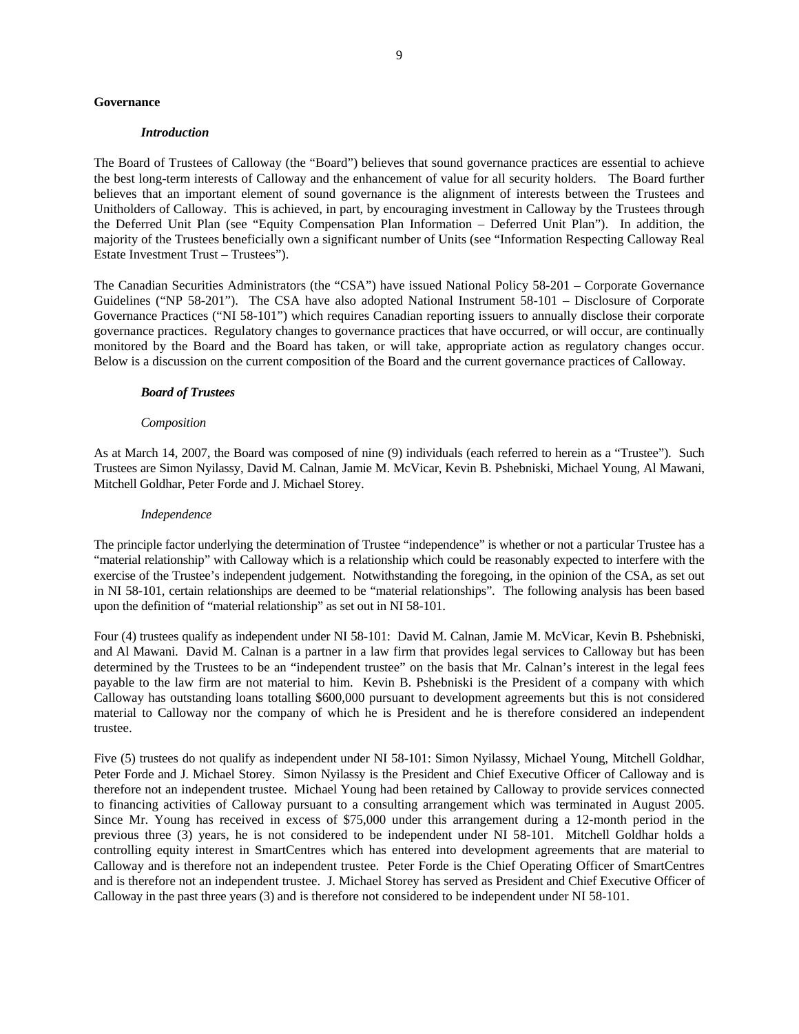## Governance

### *Introduction*

The Board of Trustees of Calloway (the "Board") believes that sound governance practices are essential to achieve the best long-term interests of Calloway and the enhancement of value for all security holders. The Board further believes that an important element of sound governance is the alignment of interests between the Trustees and Unitholders of Calloway. This is achieved, in part, by encouraging investment in Calloway by the Trustees through the Deferred Unit Plan (see "Equity Compensation Plan Information – Deferred Unit Plan"). In addition, the majority of the Trustees beneficially own a significant number of Units (see "Information Respecting Calloway Real Estate Investment Trust – Trustees").

The Canadian Securities Administrators (the "CSA") have issued National Policy 58-201 – Corporate Governance Guidelines ("NP 58-201"). The CSA have also adopted National Instrument 58-101 – Disclosure of Corporate Governance Practices ("NI 58-101") which requires Canadian reporting issuers to annually disclose their corporate governance practices. Regulatory changes to governance practices that have occurred, or will occur, are continually monitored by the Board and the Board has taken, or will take, appropriate action as regulatory changes occur. Below is a discussion on the current composition of the Board and the current governance practices of Calloway.

### *Board of Trustees*

*Composition*

As at March 14, 2007, the Board was composed of nine (9) individuals (each referred to herein as a "Trustee"). Such Trustees are Simon Nyilassy, David M. Calnan, Jamie M. McVicar, Kevin B. Pshebniski, Michael Young, Al Mawani, Mitchell Goldhar, Peter Forde and J. Michael Storey.

*Independence*

The principle factor underlying the determination of Trustee "independence" is whether or not a particular Trustee has a "material relationship" with Calloway which is a relationship which could be reasonably expected to interfere with the exercise of the Trustee's independent judgement. Notwithstanding the foregoing, in the opinion of the CSA, as set out in NI 58-101, certain relationships are deemed to be "material relationships". The following analysis has been based upon the definition of "material relationship" as set out in NI 58-101.

Four (4) trustees qualify as independent under NI 58-101: David M. Calnan, Jamie M. McVicar, Kevin B. Pshebniski, and Al Mawani. David M. Calnan is a partner in a law firm that provides legal services to Calloway but has been determined by the Trustees to be an "independent trustee" on the basis that Mr. Calnan's interest in the legal fees payable to the law firm are not material to him. Kevin B. Pshebniski is the President of a company with which Calloway has outstanding loans totalling $600,000 pursuant to development agreements but this is not considered material to Calloway nor the company of which he is President and he is therefore considered an independent trustee.

Five (5) trustees do not qualify as independent under NI 58-101: Simon Nyilassy, Michael Young, Mitchell Goldhar, Peter Forde and J. Michael Storey. Simon Nyilassy is the President and Chief Executive Officer of Calloway and is therefore not an independent trustee. Michael Young had been retained by Calloway to provide services connected to financing activities of Calloway pursuant to a consulting arrangement which was terminated in August 2005. Since Mr. Young has received in excess of $75,000 under this arrangement during a 12-month period in the previous three (3) years, he is not considered to be independent under NI 58-101. Mitchell Goldhar holds a controlling equity interest in SmartCentres which has entered into development agreements that are material to Calloway and is therefore not an independent trustee. Peter Forde is the Chief Operating Officer of SmartCentres and is therefore not an independent trustee. J. Michael Storey has served as President and Chief Executive Officer of Calloway in the past three years (3) and is therefore not considered to be independent under NI 58-101.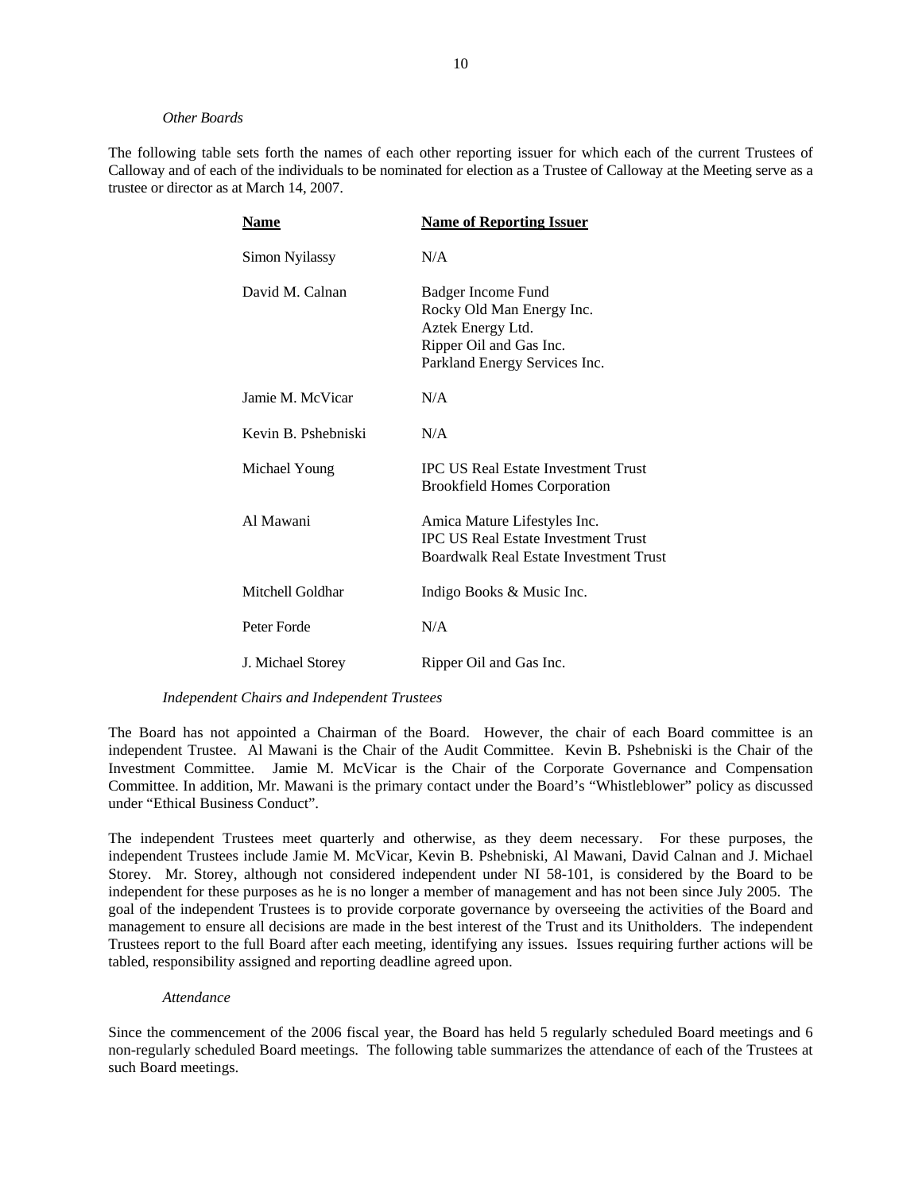*Other Boards*

The following table sets forth the names of each other reporting issuer for which each of the current Trustees of Calloway and of each of the individuals to be nominated for election as a Trustee of Calloway at the Meeting serve as a trustee or director as at March 14, 2007.

| Name | Name of Reporting Issuer |
|---|---|
| Simon Nyilassy | N/A |
| David M. Calnan | Badger Income Fund<br>Rocky Old Man Energy Inc.<br>Aztek Energy Ltd.<br>Ripper Oil and Gas Inc.<br>Parkland Energy Services Inc. |
| Jamie M. McVicar | N/A |
| Kevin B. Pshebniski | N/A |
| Michael Young | IPC US Real Estate Investment Trust<br>Brookfield Homes Corporation |
| Al Mawani | Amica Mature Lifestyles Inc.<br>IPC US Real Estate Investment Trust<br>Boardwalk Real Estate Investment Trust |
| Mitchell Goldhar | Indigo Books & Music Inc. |
| Peter Forde | N/A |
| J. Michael Storey | Ripper Oil and Gas Inc. |

*Independent Chairs and Independent Trustees*

The Board has not appointed a Chairman of the Board. However, the chair of each Board committee is an independent Trustee. Al Mawani is the Chair of the Audit Committee. Kevin B. Pshebniski is the Chair of the Investment Committee. Jamie M. McVicar is the Chair of the Corporate Governance and Compensation Committee. In addition, Mr. Mawani is the primary contact under the Board's "Whistleblower" policy as discussed under "Ethical Business Conduct".

The independent Trustees meet quarterly and otherwise, as they deem necessary. For these purposes, the independent Trustees include Jamie M. McVicar, Kevin B. Pshebniski, Al Mawani, David Calnan and J. Michael Storey. Mr. Storey, although not considered independent under NI 58-101, is considered by the Board to be independent for these purposes as he is no longer a member of management and has not been since July 2005. The goal of the independent Trustees is to provide corporate governance by overseeing the activities of the Board and management to ensure all decisions are made in the best interest of the Trust and its Unitholders. The independent Trustees report to the full Board after each meeting, identifying any issues. Issues requiring further actions will be tabled, responsibility assigned and reporting deadline agreed upon.

*Attendance*

Since the commencement of the 2006 fiscal year, the Board has held 5 regularly scheduled Board meetings and 6 non-regularly scheduled Board meetings. The following table summarizes the attendance of each of the Trustees at such Board meetings.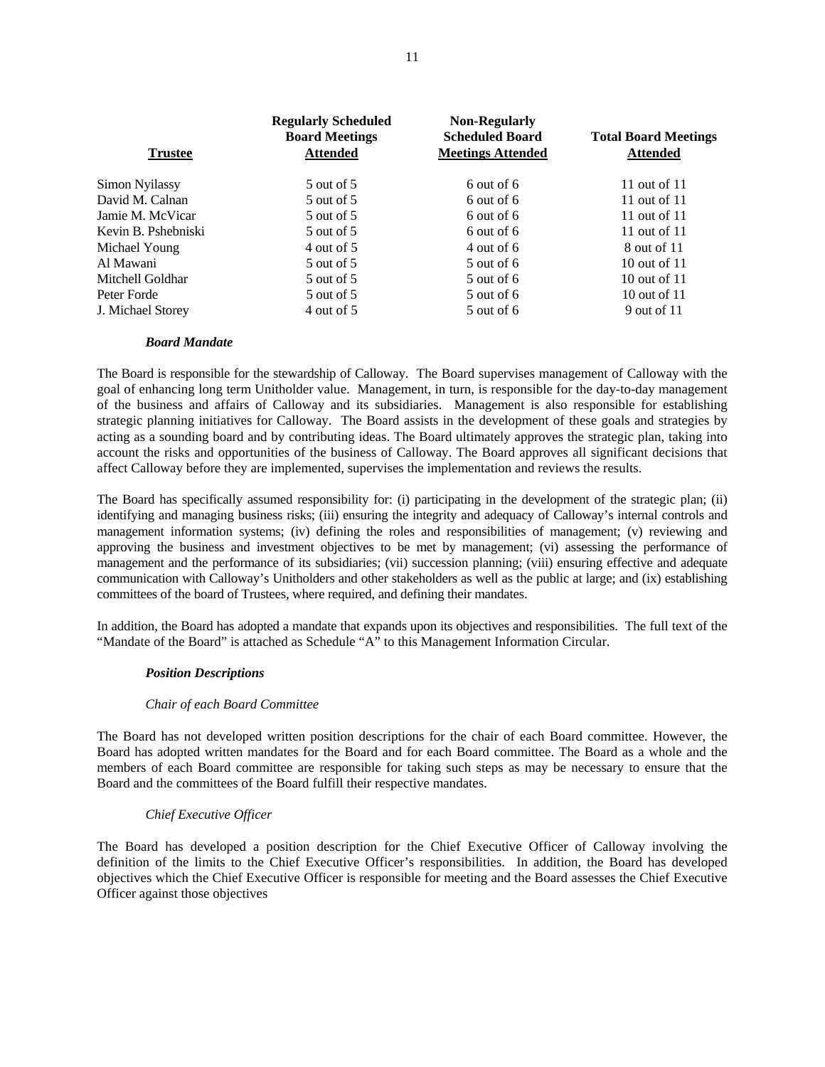| Trustee | Regularly Scheduled Board Meetings Attended | Non-Regularly Scheduled Board Meetings Attended | Total Board Meetings Attended |
|---|---|---|---|
| Simon Nyilassy | 5 out of 5 | 6 out of 6 | 11 out of 11 |
| David M. Calnan | 5 out of 5 | 6 out of 6 | 11 out of 11 |
| Jamie M. McVicar | 5 out of 5 | 6 out of 6 | 11 out of 11 |
| Kevin B. Pshebniski | 5 out of 5 | 6 out of 6 | 11 out of 11 |
| Michael Young | 4 out of 5 | 4 out of 6 | 8 out of 11 |
| Al Mawani | 5 out of 5 | 5 out of 6 | 10 out of 11 |
| Mitchell Goldhar | 5 out of 5 | 5 out of 6 | 10 out of 11 |
| Peter Forde | 5 out of 5 | 5 out of 6 | 10 out of 11 |
| J. Michael Storey | 4 out of 5 | 5 out of 6 | 9 out of 11 |

***Board Mandate***

The Board is responsible for the stewardship of Calloway. The Board supervises management of Calloway with the goal of enhancing long term Unitholder value. Management, in turn, is responsible for the day-to-day management of the business and affairs of Calloway and its subsidiaries. Management is also responsible for establishing strategic planning initiatives for Calloway. The Board assists in the development of these goals and strategies by acting as a sounding board and by contributing ideas. The Board ultimately approves the strategic plan, taking into account the risks and opportunities of the business of Calloway. The Board approves all significant decisions that affect Calloway before they are implemented, supervises the implementation and reviews the results.

The Board has specifically assumed responsibility for: (i) participating in the development of the strategic plan; (ii) identifying and managing business risks; (iii) ensuring the integrity and adequacy of Calloway's internal controls and management information systems; (iv) defining the roles and responsibilities of management; (v) reviewing and approving the business and investment objectives to be met by management; (vi) assessing the performance of management and the performance of its subsidiaries; (vii) succession planning; (viii) ensuring effective and adequate communication with Calloway's Unitholders and other stakeholders as well as the public at large; and (ix) establishing committees of the board of Trustees, where required, and defining their mandates.

In addition, the Board has adopted a mandate that expands upon its objectives and responsibilities. The full text of the "Mandate of the Board" is attached as Schedule "A" to this Management Information Circular.

***Position Descriptions***

*Chair of each Board Committee*

The Board has not developed written position descriptions for the chair of each Board committee. However, the Board has adopted written mandates for the Board and for each Board committee. The Board as a whole and the members of each Board committee are responsible for taking such steps as may be necessary to ensure that the Board and the committees of the Board fulfill their respective mandates.

*Chief Executive Officer*

The Board has developed a position description for the Chief Executive Officer of Calloway involving the definition of the limits to the Chief Executive Officer's responsibilities. In addition, the Board has developed objectives which the Chief Executive Officer is responsible for meeting and the Board assesses the Chief Executive Officer against those objectives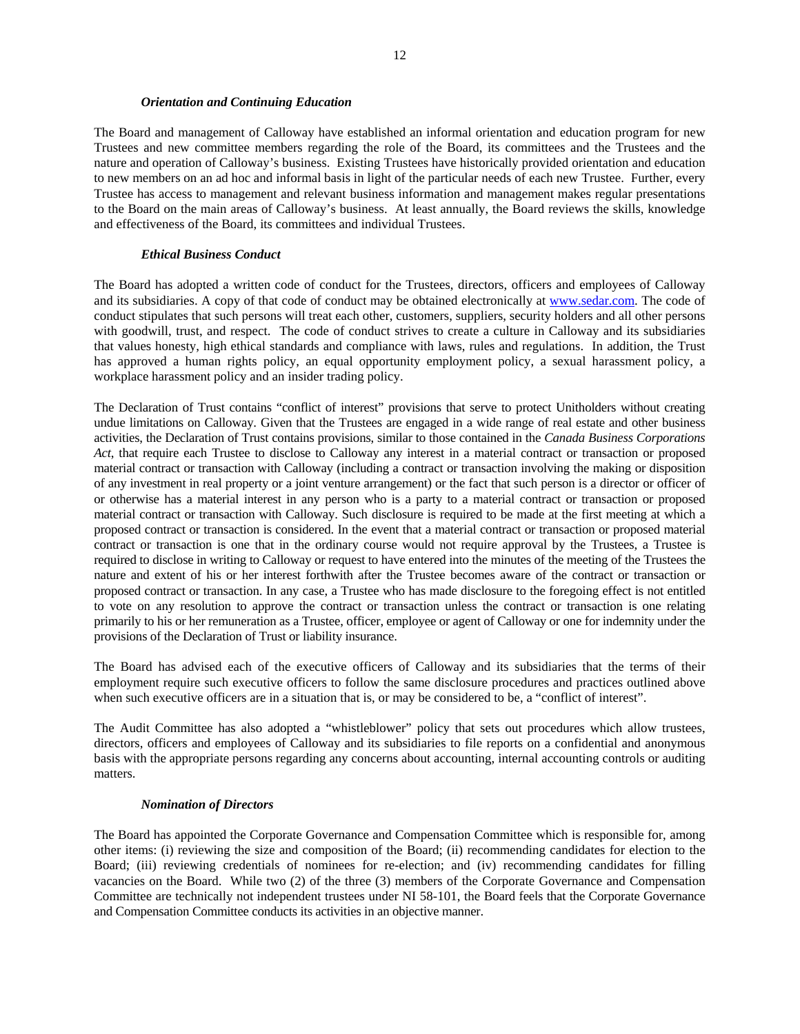### *Orientation and Continuing Education*

The Board and management of Calloway have established an informal orientation and education program for new Trustees and new committee members regarding the role of the Board, its committees and the Trustees and the nature and operation of Calloway's business. Existing Trustees have historically provided orientation and education to new members on an ad hoc and informal basis in light of the particular needs of each new Trustee. Further, every Trustee has access to management and relevant business information and management makes regular presentations to the Board on the main areas of Calloway's business. At least annually, the Board reviews the skills, knowledge and effectiveness of the Board, its committees and individual Trustees.

### *Ethical Business Conduct*

The Board has adopted a written code of conduct for the Trustees, directors, officers and employees of Calloway and its subsidiaries. A copy of that code of conduct may be obtained electronically at www.sedar.com. The code of conduct stipulates that such persons will treat each other, customers, suppliers, security holders and all other persons with goodwill, trust, and respect. The code of conduct strives to create a culture in Calloway and its subsidiaries that values honesty, high ethical standards and compliance with laws, rules and regulations. In addition, the Trust has approved a human rights policy, an equal opportunity employment policy, a sexual harassment policy, a workplace harassment policy and an insider trading policy.

The Declaration of Trust contains "conflict of interest" provisions that serve to protect Unitholders without creating undue limitations on Calloway. Given that the Trustees are engaged in a wide range of real estate and other business activities, the Declaration of Trust contains provisions, similar to those contained in the *Canada Business Corporations Act*, that require each Trustee to disclose to Calloway any interest in a material contract or transaction or proposed material contract or transaction with Calloway (including a contract or transaction involving the making or disposition of any investment in real property or a joint venture arrangement) or the fact that such person is a director or officer of or otherwise has a material interest in any person who is a party to a material contract or transaction or proposed material contract or transaction with Calloway. Such disclosure is required to be made at the first meeting at which a proposed contract or transaction is considered. In the event that a material contract or transaction or proposed material contract or transaction is one that in the ordinary course would not require approval by the Trustees, a Trustee is required to disclose in writing to Calloway or request to have entered into the minutes of the meeting of the Trustees the nature and extent of his or her interest forthwith after the Trustee becomes aware of the contract or transaction or proposed contract or transaction. In any case, a Trustee who has made disclosure to the foregoing effect is not entitled to vote on any resolution to approve the contract or transaction unless the contract or transaction is one relating primarily to his or her remuneration as a Trustee, officer, employee or agent of Calloway or one for indemnity under the provisions of the Declaration of Trust or liability insurance.

The Board has advised each of the executive officers of Calloway and its subsidiaries that the terms of their employment require such executive officers to follow the same disclosure procedures and practices outlined above when such executive officers are in a situation that is, or may be considered to be, a "conflict of interest".

The Audit Committee has also adopted a "whistleblower" policy that sets out procedures which allow trustees, directors, officers and employees of Calloway and its subsidiaries to file reports on a confidential and anonymous basis with the appropriate persons regarding any concerns about accounting, internal accounting controls or auditing matters.

### *Nomination of Directors*

The Board has appointed the Corporate Governance and Compensation Committee which is responsible for, among other items: (i) reviewing the size and composition of the Board; (ii) recommending candidates for election to the Board; (iii) reviewing credentials of nominees for re-election; and (iv) recommending candidates for filling vacancies on the Board. While two (2) of the three (3) members of the Corporate Governance and Compensation Committee are technically not independent trustees under NI 58-101, the Board feels that the Corporate Governance and Compensation Committee conducts its activities in an objective manner.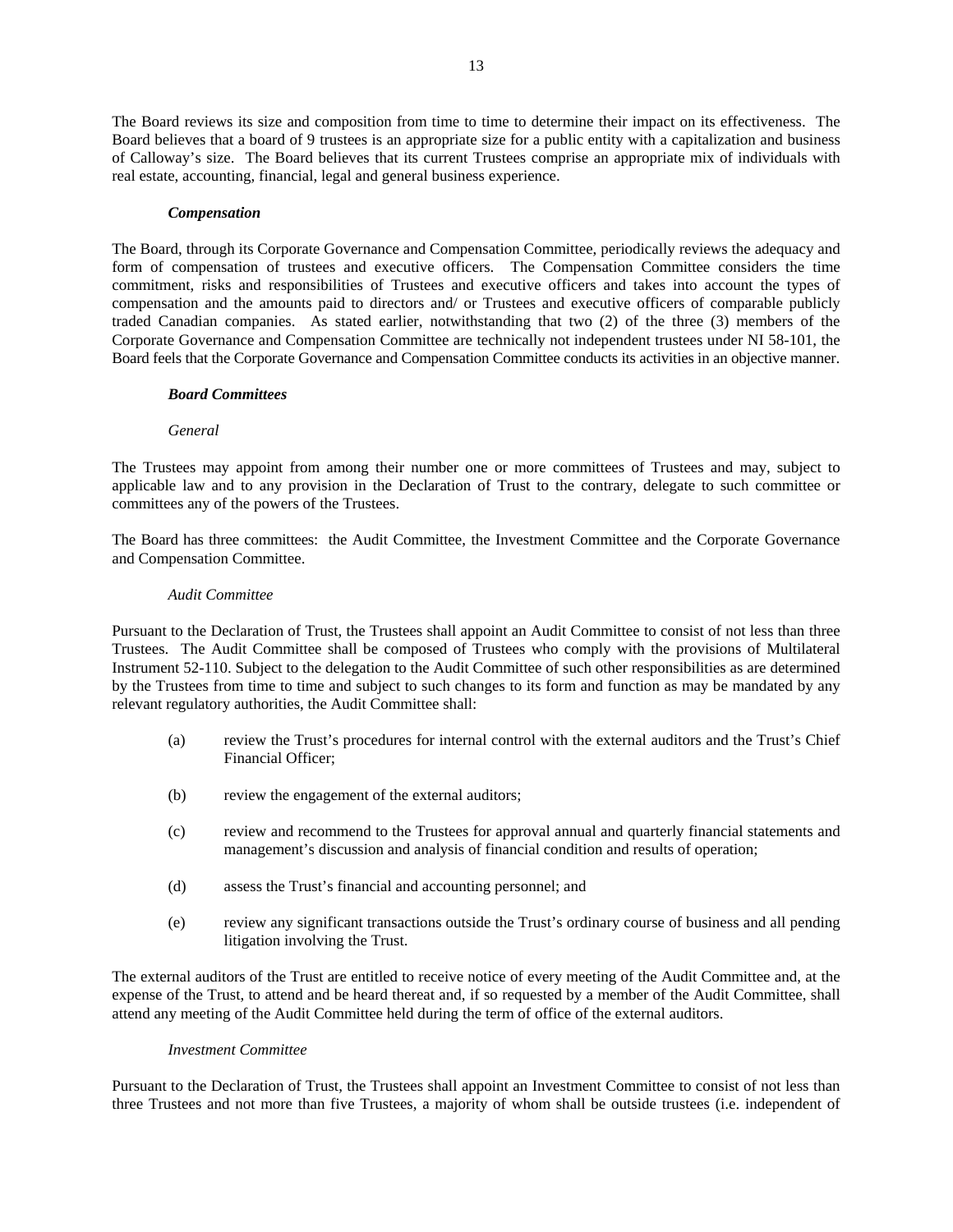The Board reviews its size and composition from time to time to determine their impact on its effectiveness. The Board believes that a board of 9 trustees is an appropriate size for a public entity with a capitalization and business of Calloway's size. The Board believes that its current Trustees comprise an appropriate mix of individuals with real estate, accounting, financial, legal and general business experience.

***Compensation***

The Board, through its Corporate Governance and Compensation Committee, periodically reviews the adequacy and form of compensation of trustees and executive officers. The Compensation Committee considers the time commitment, risks and responsibilities of Trustees and executive officers and takes into account the types of compensation and the amounts paid to directors and/ or Trustees and executive officers of comparable publicly traded Canadian companies. As stated earlier, notwithstanding that two (2) of the three (3) members of the Corporate Governance and Compensation Committee are technically not independent trustees under NI 58-101, the Board feels that the Corporate Governance and Compensation Committee conducts its activities in an objective manner.

***Board Committees***

*General*

The Trustees may appoint from among their number one or more committees of Trustees and may, subject to applicable law and to any provision in the Declaration of Trust to the contrary, delegate to such committee or committees any of the powers of the Trustees.

The Board has three committees: the Audit Committee, the Investment Committee and the Corporate Governance and Compensation Committee.

*Audit Committee*

Pursuant to the Declaration of Trust, the Trustees shall appoint an Audit Committee to consist of not less than three Trustees. The Audit Committee shall be composed of Trustees who comply with the provisions of Multilateral Instrument 52-110. Subject to the delegation to the Audit Committee of such other responsibilities as are determined by the Trustees from time to time and subject to such changes to its form and function as may be mandated by any relevant regulatory authorities, the Audit Committee shall:

(a) review the Trust's procedures for internal control with the external auditors and the Trust's Chief Financial Officer;

(b) review the engagement of the external auditors;

(c) review and recommend to the Trustees for approval annual and quarterly financial statements and management's discussion and analysis of financial condition and results of operation;

(d) assess the Trust's financial and accounting personnel; and

(e) review any significant transactions outside the Trust's ordinary course of business and all pending litigation involving the Trust.

The external auditors of the Trust are entitled to receive notice of every meeting of the Audit Committee and, at the expense of the Trust, to attend and be heard thereat and, if so requested by a member of the Audit Committee, shall attend any meeting of the Audit Committee held during the term of office of the external auditors.

*Investment Committee*

Pursuant to the Declaration of Trust, the Trustees shall appoint an Investment Committee to consist of not less than three Trustees and not more than five Trustees, a majority of whom shall be outside trustees (i.e. independent of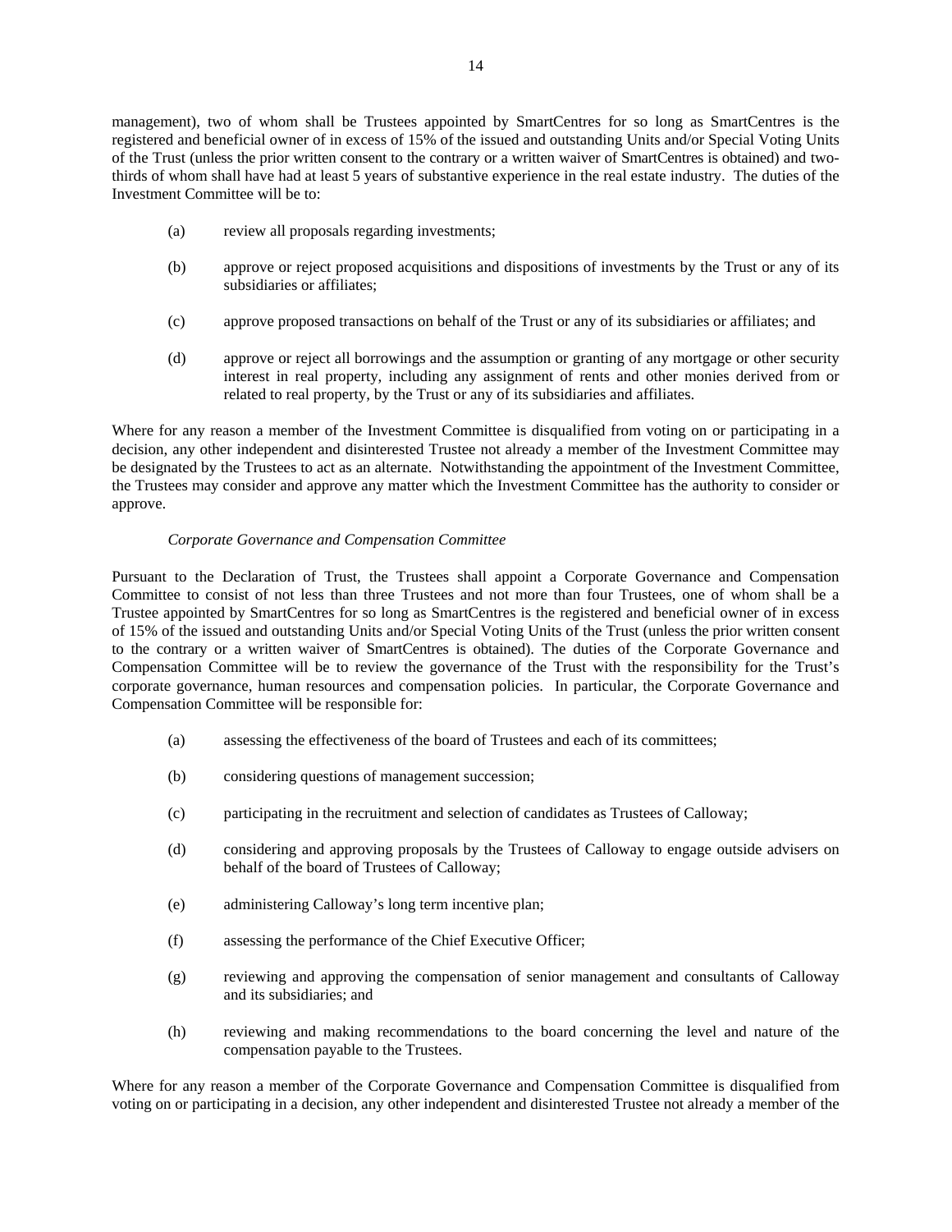management), two of whom shall be Trustees appointed by SmartCentres for so long as SmartCentres is the registered and beneficial owner of in excess of 15% of the issued and outstanding Units and/or Special Voting Units of the Trust (unless the prior written consent to the contrary or a written waiver of SmartCentres is obtained) and two-thirds of whom shall have had at least 5 years of substantive experience in the real estate industry. The duties of the Investment Committee will be to:

(a) review all proposals regarding investments;

(b) approve or reject proposed acquisitions and dispositions of investments by the Trust or any of its subsidiaries or affiliates;

(c) approve proposed transactions on behalf of the Trust or any of its subsidiaries or affiliates; and

(d) approve or reject all borrowings and the assumption or granting of any mortgage or other security interest in real property, including any assignment of rents and other monies derived from or related to real property, by the Trust or any of its subsidiaries and affiliates.

Where for any reason a member of the Investment Committee is disqualified from voting on or participating in a decision, any other independent and disinterested Trustee not already a member of the Investment Committee may be designated by the Trustees to act as an alternate. Notwithstanding the appointment of the Investment Committee, the Trustees may consider and approve any matter which the Investment Committee has the authority to consider or approve.

*Corporate Governance and Compensation Committee*

Pursuant to the Declaration of Trust, the Trustees shall appoint a Corporate Governance and Compensation Committee to consist of not less than three Trustees and not more than four Trustees, one of whom shall be a Trustee appointed by SmartCentres for so long as SmartCentres is the registered and beneficial owner of in excess of 15% of the issued and outstanding Units and/or Special Voting Units of the Trust (unless the prior written consent to the contrary or a written waiver of SmartCentres is obtained). The duties of the Corporate Governance and Compensation Committee will be to review the governance of the Trust with the responsibility for the Trust's corporate governance, human resources and compensation policies. In particular, the Corporate Governance and Compensation Committee will be responsible for:

(a) assessing the effectiveness of the board of Trustees and each of its committees;

(b) considering questions of management succession;

(c) participating in the recruitment and selection of candidates as Trustees of Calloway;

(d) considering and approving proposals by the Trustees of Calloway to engage outside advisers on behalf of the board of Trustees of Calloway;

(e) administering Calloway's long term incentive plan;

(f) assessing the performance of the Chief Executive Officer;

(g) reviewing and approving the compensation of senior management and consultants of Calloway and its subsidiaries; and

(h) reviewing and making recommendations to the board concerning the level and nature of the compensation payable to the Trustees.

Where for any reason a member of the Corporate Governance and Compensation Committee is disqualified from voting on or participating in a decision, any other independent and disinterested Trustee not already a member of the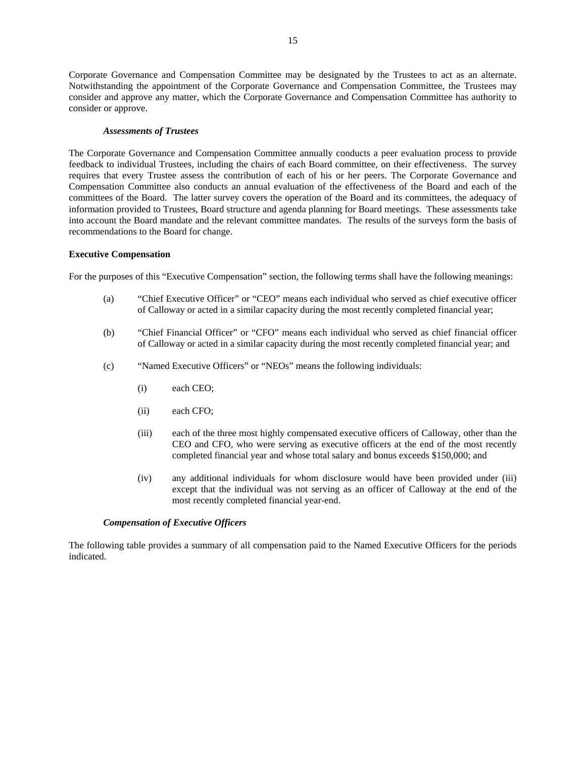Corporate Governance and Compensation Committee may be designated by the Trustees to act as an alternate. Notwithstanding the appointment of the Corporate Governance and Compensation Committee, the Trustees may consider and approve any matter, which the Corporate Governance and Compensation Committee has authority to consider or approve.

***Assessments of Trustees***

The Corporate Governance and Compensation Committee annually conducts a peer evaluation process to provide feedback to individual Trustees, including the chairs of each Board committee, on their effectiveness. The survey requires that every Trustee assess the contribution of each of his or her peers. The Corporate Governance and Compensation Committee also conducts an annual evaluation of the effectiveness of the Board and each of the committees of the Board. The latter survey covers the operation of the Board and its committees, the adequacy of information provided to Trustees, Board structure and agenda planning for Board meetings. These assessments take into account the Board mandate and the relevant committee mandates. The results of the surveys form the basis of recommendations to the Board for change.

**Executive Compensation**

For the purposes of this "Executive Compensation" section, the following terms shall have the following meanings:

(a) "Chief Executive Officer" or "CEO" means each individual who served as chief executive officer of Calloway or acted in a similar capacity during the most recently completed financial year;

(b) "Chief Financial Officer" or "CFO" means each individual who served as chief financial officer of Calloway or acted in a similar capacity during the most recently completed financial year; and

(c) "Named Executive Officers" or "NEOs" means the following individuals:

  (i) each CEO;

  (ii) each CFO;

  (iii) each of the three most highly compensated executive officers of Calloway, other than the CEO and CFO, who were serving as executive officers at the end of the most recently completed financial year and whose total salary and bonus exceeds $150,000; and

  (iv) any additional individuals for whom disclosure would have been provided under (iii) except that the individual was not serving as an officer of Calloway at the end of the most recently completed financial year-end.

***Compensation of Executive Officers***

The following table provides a summary of all compensation paid to the Named Executive Officers for the periods indicated.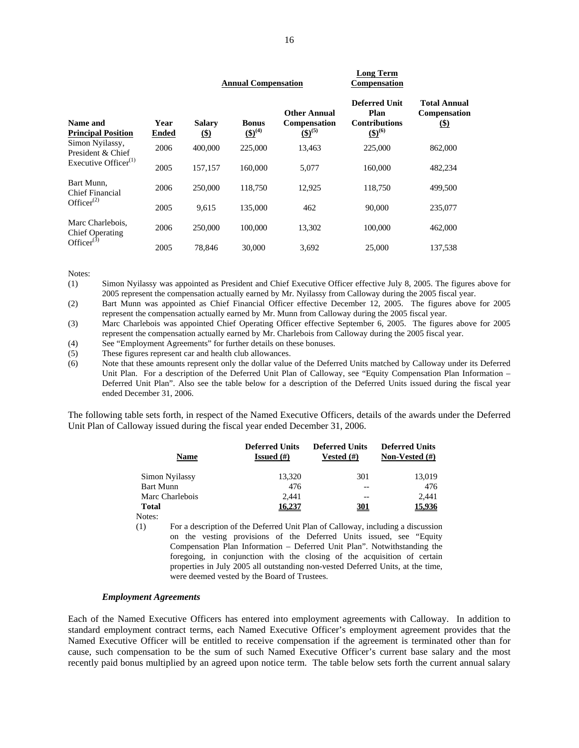| Name and Principal Position | Year Ended | Annual Compensation | | | Long Term Compensation | |
|---|---|---|---|---|---|---|
| | | Salary ($) | Bonus ($)[(4)] | Other Annual Compensation ($)[(5)] | Deferred Unit Plan Contributions ($)[(6)] | Total Annual Compensation ($) |
| Simon Nyilassy, President & Chief Executive Officer[(1)] | 2006 | 400,000 | 225,000 | 13,463 | 225,000 | 862,000 |
| | 2005 | 157,157 | 160,000 | 5,077 | 160,000 | 482,234 |
| Bart Munn, Chief Financial Officer[(2)] | 2006 | 250,000 | 118,750 | 12,925 | 118,750 | 499,500 |
| | 2005 | 9,615 | 135,000 | 462 | 90,000 | 235,077 |
| Marc Charlebois, Chief Operating Officer[(3)] | 2006 | 250,000 | 100,000 | 13,302 | 100,000 | 462,000 |
| | 2005 | 78,846 | 30,000 | 3,692 | 25,000 | 137,538 |

Notes:

(1) Simon Nyilassy was appointed as President and Chief Executive Officer effective July 8, 2005. The figures above for 2005 represent the compensation actually earned by Mr. Nyilassy from Calloway during the 2005 fiscal year.

(2) Bart Munn was appointed as Chief Financial Officer effective December 12, 2005. The figures above for 2005 represent the compensation actually earned by Mr. Munn from Calloway during the 2005 fiscal year.

(3) Marc Charlebois was appointed Chief Operating Officer effective September 6, 2005. The figures above for 2005 represent the compensation actually earned by Mr. Charlebois from Calloway during the 2005 fiscal year.

(4) See "Employment Agreements" for further details on these bonuses.

(5) These figures represent car and health club allowances.

(6) Note that these amounts represent only the dollar value of the Deferred Units matched by Calloway under its Deferred Unit Plan. For a description of the Deferred Unit Plan of Calloway, see "Equity Compensation Plan Information – Deferred Unit Plan". Also see the table below for a description of the Deferred Units issued during the fiscal year ended December 31, 2006.

The following table sets forth, in respect of the Named Executive Officers, details of the awards under the Deferred Unit Plan of Calloway issued during the fiscal year ended December 31, 2006.

| Name | Deferred Units Issued (#) | Deferred Units Vested (#) | Deferred Units Non-Vested (#) |
|---|---|---|---|
| Simon Nyilassy | 13,320 | 301 | 13,019 |
| Bart Munn | 476 | -- | 476 |
| Marc Charlebois | 2,441 | -- | 2,441 |
| **Total** | **16,237** | **301** | **15,936** |

Notes:

(1) For a description of the Deferred Unit Plan of Calloway, including a discussion on the vesting provisions of the Deferred Units issued, see "Equity Compensation Plan Information – Deferred Unit Plan". Notwithstanding the foregoing, in conjunction with the closing of the acquisition of certain properties in July 2005 all outstanding non-vested Deferred Units, at the time, were deemed vested by the Board of Trustees.

### *Employment Agreements*

Each of the Named Executive Officers has entered into employment agreements with Calloway. In addition to standard employment contract terms, each Named Executive Officer's employment agreement provides that the Named Executive Officer will be entitled to receive compensation if the agreement is terminated other than for cause, such compensation to be the sum of such Named Executive Officer's current base salary and the most recently paid bonus multiplied by an agreed upon notice term. The table below sets forth the current annual salary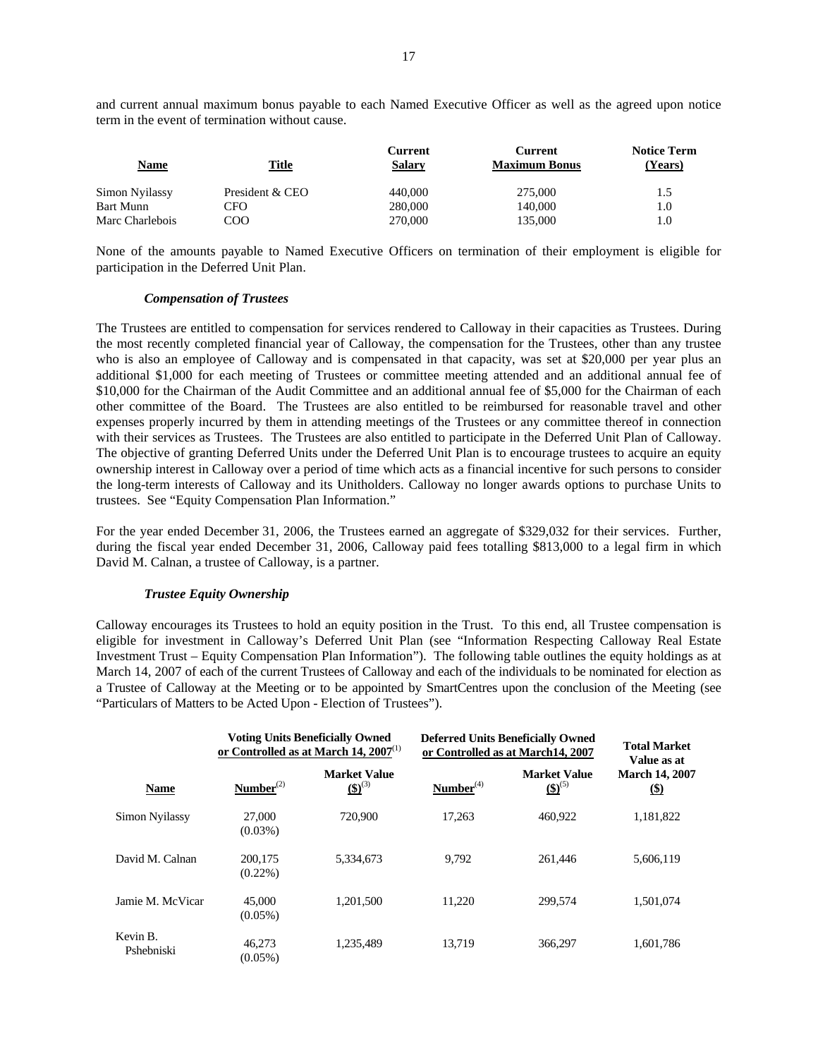and current annual maximum bonus payable to each Named Executive Officer as well as the agreed upon notice term in the event of termination without cause.

| Name | Title | Current Salary | Current Maximum Bonus | Notice Term (Years) |
|---|---|---|---|---|
| Simon Nyilassy | President & CEO | 440,000 | 275,000 | 1.5 |
| Bart Munn | CFO | 280,000 | 140,000 | 1.0 |
| Marc Charlebois | COO | 270,000 | 135,000 | 1.0 |

None of the amounts payable to Named Executive Officers on termination of their employment is eligible for participation in the Deferred Unit Plan.

### *Compensation of Trustees*

The Trustees are entitled to compensation for services rendered to Calloway in their capacities as Trustees. During the most recently completed financial year of Calloway, the compensation for the Trustees, other than any trustee who is also an employee of Calloway and is compensated in that capacity, was set at $20,000 per year plus an additional $1,000 for each meeting of Trustees or committee meeting attended and an additional annual fee of $10,000 for the Chairman of the Audit Committee and an additional annual fee of $5,000 for the Chairman of each other committee of the Board. The Trustees are also entitled to be reimbursed for reasonable travel and other expenses properly incurred by them in attending meetings of the Trustees or any committee thereof in connection with their services as Trustees. The Trustees are also entitled to participate in the Deferred Unit Plan of Calloway. The objective of granting Deferred Units under the Deferred Unit Plan is to encourage trustees to acquire an equity ownership interest in Calloway over a period of time which acts as a financial incentive for such persons to consider the long-term interests of Calloway and its Unitholders. Calloway no longer awards options to purchase Units to trustees. See "Equity Compensation Plan Information."

For the year ended December 31, 2006, the Trustees earned an aggregate of $329,032 for their services. Further, during the fiscal year ended December 31, 2006, Calloway paid fees totalling $813,000 to a legal firm in which David M. Calnan, a trustee of Calloway, is a partner.

### *Trustee Equity Ownership*

Calloway encourages its Trustees to hold an equity position in the Trust. To this end, all Trustee compensation is eligible for investment in Calloway's Deferred Unit Plan (see "Information Respecting Calloway Real Estate Investment Trust – Equity Compensation Plan Information"). The following table outlines the equity holdings as at March 14, 2007 of each of the current Trustees of Calloway and each of the individuals to be nominated for election as a Trustee of Calloway at the Meeting or to be appointed by SmartCentres upon the conclusion of the Meeting (see "Particulars of Matters to be Acted Upon - Election of Trustees").

| | Voting Units Beneficially Owned or Controlled as at March 14, 2007[1] | | Deferred Units Beneficially Owned or Controlled as at March14, 2007 | | Total Market Value as at |
|---|---|---|---|---|---|
| Name | Number[2] | Market Value ($)[3] | Number[4] | Market Value ($)[5] | March 14, 2007 ($) |
| Simon Nyilassy | 27,000 (0.03%) | 720,900 | 17,263 | 460,922 | 1,181,822 |
| David M. Calnan | 200,175 (0.22%) | 5,334,673 | 9,792 | 261,446 | 5,606,119 |
| Jamie M. McVicar | 45,000 (0.05%) | 1,201,500 | 11,220 | 299,574 | 1,501,074 |
| Kevin B. Pshebniski | 46,273 (0.05%) | 1,235,489 | 13,719 | 366,297 | 1,601,786 |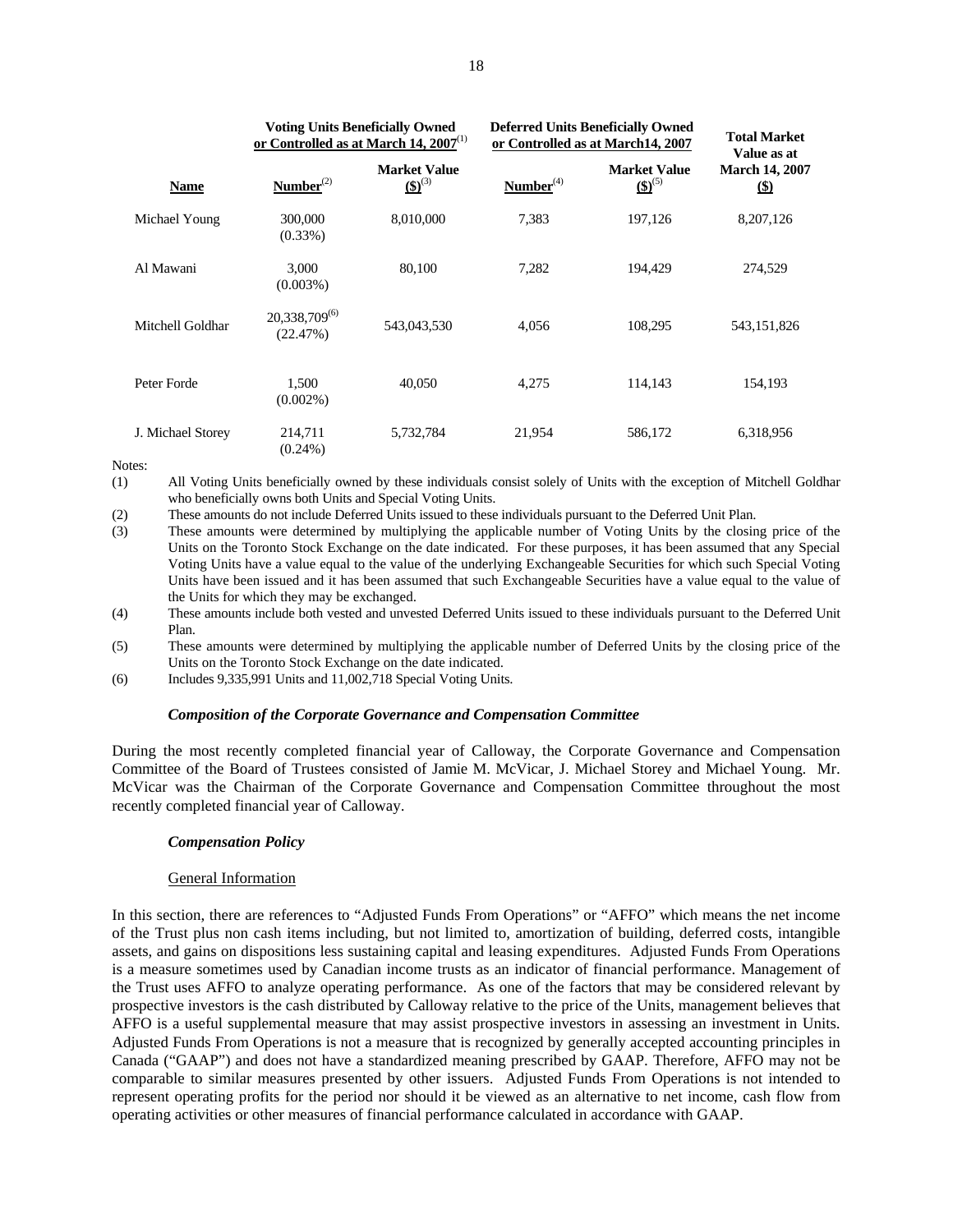| | Voting Units Beneficially Owned or Controlled as at March 14, 2007[1] | | Deferred Units Beneficially Owned or Controlled as at March14, 2007 | | Total Market Value as at |
|---|---|---|---|---|---|
| **Name** | **Number[2]** | **Market Value ($)[3]** | **Number[4]** | **Market Value ($)[5]** | **March 14, 2007 ($)** |
| Michael Young | 300,000 (0.33%) | 8,010,000 | 7,383 | 197,126 | 8,207,126 |
| Al Mawani | 3,000 (0.003%) | 80,100 | 7,282 | 194,429 | 274,529 |
| Mitchell Goldhar | 20,338,709[6] (22.47%) | 543,043,530 | 4,056 | 108,295 | 543,151,826 |
| Peter Forde | 1,500 (0.002%) | 40,050 | 4,275 | 114,143 | 154,193 |
| J. Michael Storey | 214,711 (0.24%) | 5,732,784 | 21,954 | 586,172 | 6,318,956 |

Notes:

(1) All Voting Units beneficially owned by these individuals consist solely of Units with the exception of Mitchell Goldhar who beneficially owns both Units and Special Voting Units.

(2) These amounts do not include Deferred Units issued to these individuals pursuant to the Deferred Unit Plan.

(3) These amounts were determined by multiplying the applicable number of Voting Units by the closing price of the Units on the Toronto Stock Exchange on the date indicated. For these purposes, it has been assumed that any Special Voting Units have a value equal to the value of the underlying Exchangeable Securities for which such Special Voting Units have been issued and it has been assumed that such Exchangeable Securities have a value equal to the value of the Units for which they may be exchanged.

(4) These amounts include both vested and unvested Deferred Units issued to these individuals pursuant to the Deferred Unit Plan.

(5) These amounts were determined by multiplying the applicable number of Deferred Units by the closing price of the Units on the Toronto Stock Exchange on the date indicated.

(6) Includes 9,335,991 Units and 11,002,718 Special Voting Units.

### *Composition of the Corporate Governance and Compensation Committee*

During the most recently completed financial year of Calloway, the Corporate Governance and Compensation Committee of the Board of Trustees consisted of Jamie M. McVicar, J. Michael Storey and Michael Young. Mr. McVicar was the Chairman of the Corporate Governance and Compensation Committee throughout the most recently completed financial year of Calloway.

### *Compensation Policy*

#### General Information

In this section, there are references to "Adjusted Funds From Operations" or "AFFO" which means the net income of the Trust plus non cash items including, but not limited to, amortization of building, deferred costs, intangible assets, and gains on dispositions less sustaining capital and leasing expenditures. Adjusted Funds From Operations is a measure sometimes used by Canadian income trusts as an indicator of financial performance. Management of the Trust uses AFFO to analyze operating performance. As one of the factors that may be considered relevant by prospective investors is the cash distributed by Calloway relative to the price of the Units, management believes that AFFO is a useful supplemental measure that may assist prospective investors in assessing an investment in Units. Adjusted Funds From Operations is not a measure that is recognized by generally accepted accounting principles in Canada ("GAAP") and does not have a standardized meaning prescribed by GAAP. Therefore, AFFO may not be comparable to similar measures presented by other issuers. Adjusted Funds From Operations is not intended to represent operating profits for the period nor should it be viewed as an alternative to net income, cash flow from operating activities or other measures of financial performance calculated in accordance with GAAP.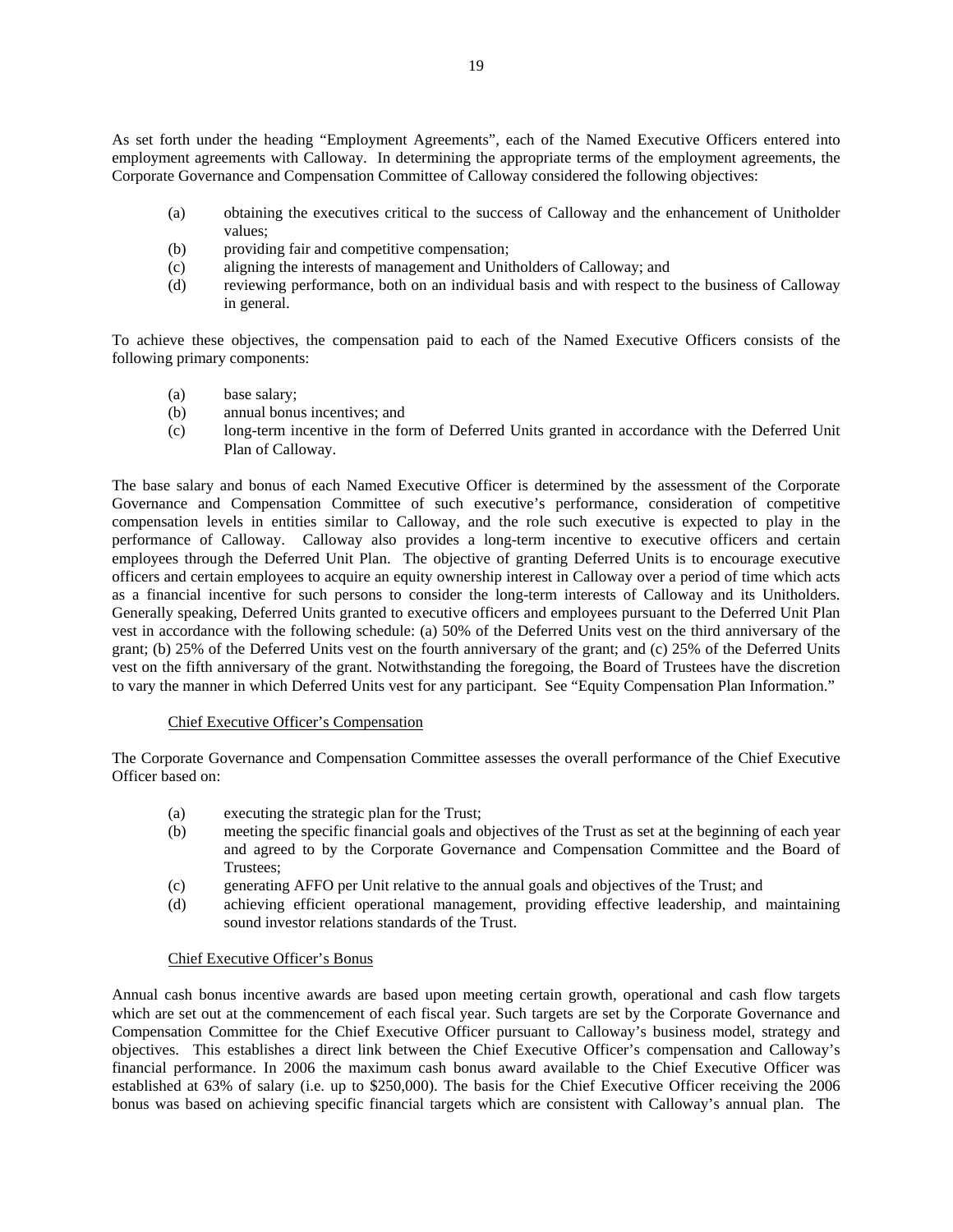As set forth under the heading "Employment Agreements", each of the Named Executive Officers entered into employment agreements with Calloway. In determining the appropriate terms of the employment agreements, the Corporate Governance and Compensation Committee of Calloway considered the following objectives:

- (a) obtaining the executives critical to the success of Calloway and the enhancement of Unitholder values;
- (b) providing fair and competitive compensation;
- (c) aligning the interests of management and Unitholders of Calloway; and
- (d) reviewing performance, both on an individual basis and with respect to the business of Calloway in general.

To achieve these objectives, the compensation paid to each of the Named Executive Officers consists of the following primary components:

- (a) base salary;
- (b) annual bonus incentives; and
- (c) long-term incentive in the form of Deferred Units granted in accordance with the Deferred Unit Plan of Calloway.

The base salary and bonus of each Named Executive Officer is determined by the assessment of the Corporate Governance and Compensation Committee of such executive's performance, consideration of competitive compensation levels in entities similar to Calloway, and the role such executive is expected to play in the performance of Calloway. Calloway also provides a long-term incentive to executive officers and certain employees through the Deferred Unit Plan. The objective of granting Deferred Units is to encourage executive officers and certain employees to acquire an equity ownership interest in Calloway over a period of time which acts as a financial incentive for such persons to consider the long-term interests of Calloway and its Unitholders. Generally speaking, Deferred Units granted to executive officers and employees pursuant to the Deferred Unit Plan vest in accordance with the following schedule: (a) 50% of the Deferred Units vest on the third anniversary of the grant; (b) 25% of the Deferred Units vest on the fourth anniversary of the grant; and (c) 25% of the Deferred Units vest on the fifth anniversary of the grant. Notwithstanding the foregoing, the Board of Trustees have the discretion to vary the manner in which Deferred Units vest for any participant. See "Equity Compensation Plan Information."

Chief Executive Officer's Compensation

The Corporate Governance and Compensation Committee assesses the overall performance of the Chief Executive Officer based on:

- (a) executing the strategic plan for the Trust;
- (b) meeting the specific financial goals and objectives of the Trust as set at the beginning of each year and agreed to by the Corporate Governance and Compensation Committee and the Board of Trustees;
- (c) generating AFFO per Unit relative to the annual goals and objectives of the Trust; and
- (d) achieving efficient operational management, providing effective leadership, and maintaining sound investor relations standards of the Trust.

Chief Executive Officer's Bonus

Annual cash bonus incentive awards are based upon meeting certain growth, operational and cash flow targets which are set out at the commencement of each fiscal year. Such targets are set by the Corporate Governance and Compensation Committee for the Chief Executive Officer pursuant to Calloway's business model, strategy and objectives. This establishes a direct link between the Chief Executive Officer's compensation and Calloway's financial performance. In 2006 the maximum cash bonus award available to the Chief Executive Officer was established at 63% of salary (i.e. up to $250,000). The basis for the Chief Executive Officer receiving the 2006 bonus was based on achieving specific financial targets which are consistent with Calloway's annual plan. The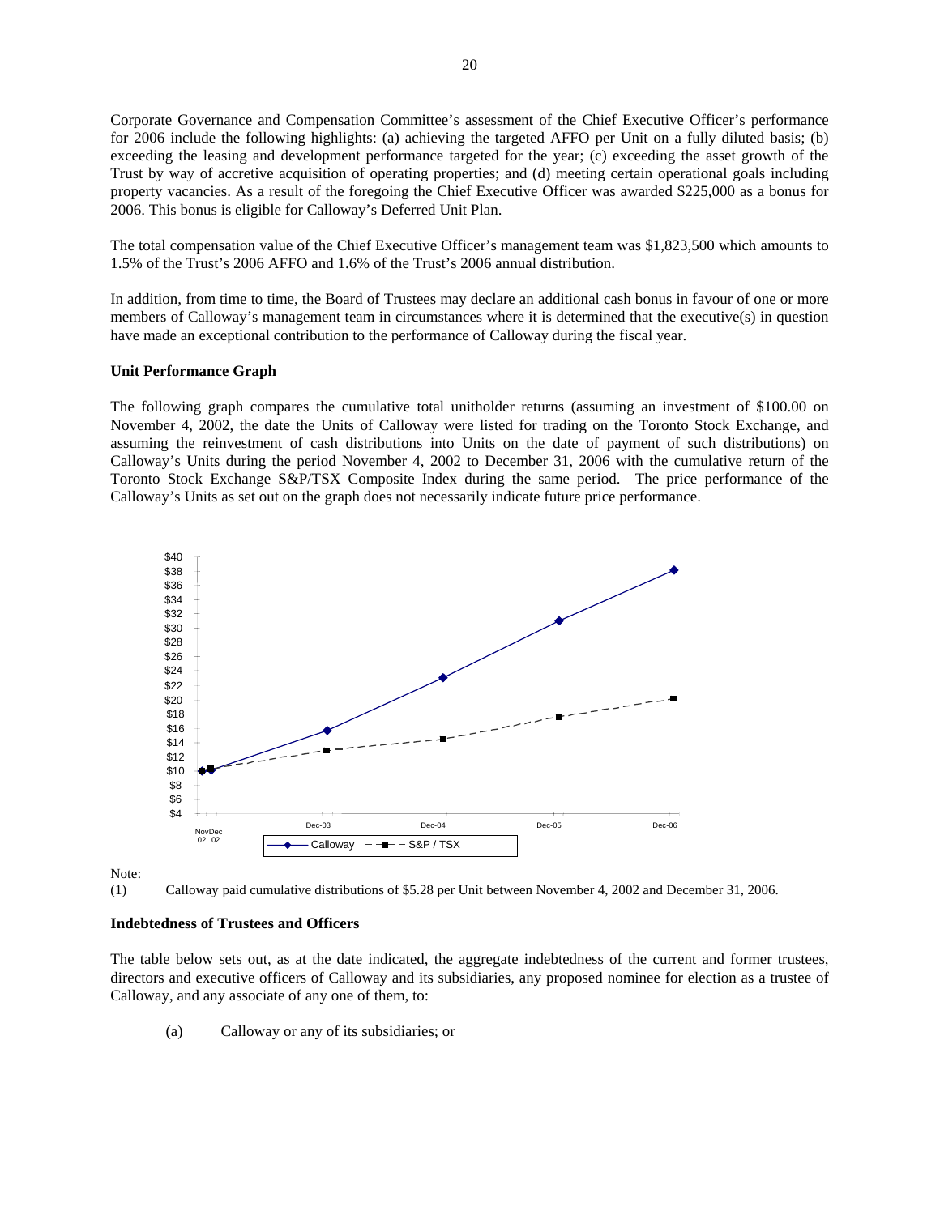Corporate Governance and Compensation Committee's assessment of the Chief Executive Officer's performance for 2006 include the following highlights: (a) achieving the targeted AFFO per Unit on a fully diluted basis; (b) exceeding the leasing and development performance targeted for the year; (c) exceeding the asset growth of the Trust by way of accretive acquisition of operating properties; and (d) meeting certain operational goals including property vacancies. As a result of the foregoing the Chief Executive Officer was awarded $225,000 as a bonus for 2006. This bonus is eligible for Calloway's Deferred Unit Plan.

The total compensation value of the Chief Executive Officer's management team was $1,823,500 which amounts to 1.5% of the Trust's 2006 AFFO and 1.6% of the Trust's 2006 annual distribution.

In addition, from time to time, the Board of Trustees may declare an additional cash bonus in favour of one or more members of Calloway's management team in circumstances where it is determined that the executive(s) in question have made an exceptional contribution to the performance of Calloway during the fiscal year.

**Unit Performance Graph**

The following graph compares the cumulative total unitholder returns (assuming an investment of $100.00 on November 4, 2002, the date the Units of Calloway were listed for trading on the Toronto Stock Exchange, and assuming the reinvestment of cash distributions into Units on the date of payment of such distributions) on Calloway's Units during the period November 4, 2002 to December 31, 2006 with the cumulative return of the Toronto Stock Exchange S&P/TSX Composite Index during the same period. The price performance of the Calloway's Units as set out on the graph does not necessarily indicate future price performance.

Note:

(1) Calloway paid cumulative distributions of $5.28 per Unit between November 4, 2002 and December 31, 2006.

**Indebtedness of Trustees and Officers**

The table below sets out, as at the date indicated, the aggregate indebtedness of the current and former trustees, directors and executive officers of Calloway and its subsidiaries, any proposed nominee for election as a trustee of Calloway, and any associate of any one of them, to:

(a) Calloway or any of its subsidiaries; or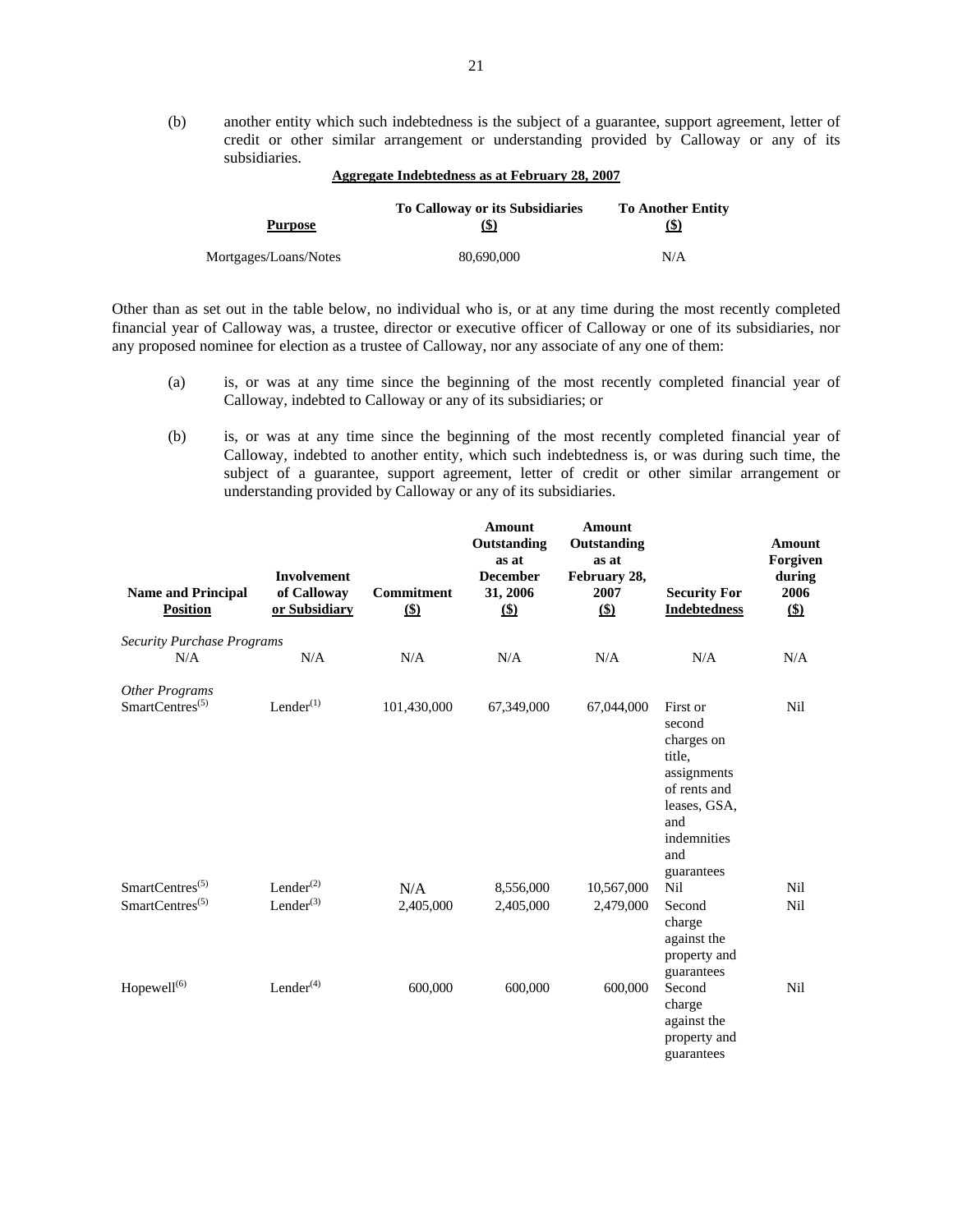(b) another entity which such indebtedness is the subject of a guarantee, support agreement, letter of credit or other similar arrangement or understanding provided by Calloway or any of its subsidiaries.

**Aggregate Indebtedness as at February 28, 2007**

| Purpose | To Calloway or its Subsidiaries ($) | To Another Entity ($) |
|---|---|---|
| Mortgages/Loans/Notes | 80,690,000 | N/A |

Other than as set out in the table below, no individual who is, or at any time during the most recently completed financial year of Calloway was, a trustee, director or executive officer of Calloway or one of its subsidiaries, nor any proposed nominee for election as a trustee of Calloway, nor any associate of any one of them:

(a) is, or was at any time since the beginning of the most recently completed financial year of Calloway, indebted to Calloway or any of its subsidiaries; or

(b) is, or was at any time since the beginning of the most recently completed financial year of Calloway, indebted to another entity, which such indebtedness is, or was during such time, the subject of a guarantee, support agreement, letter of credit or other similar arrangement or understanding provided by Calloway or any of its subsidiaries.

| Name and Principal Position | Involvement of Calloway or Subsidiary | Commitment ($) | Amount Outstanding as at December 31, 2006 ($) | Amount Outstanding as at February 28, 2007 ($) | Security For Indebtedness | Amount Forgiven during 2006 ($) |
|---|---|---|---|---|---|---|
| *Security Purchase Programs* | | | | | | |
| N/A | N/A | N/A | N/A | N/A | N/A | N/A |
| *Other Programs* | | | | | | |
| SmartCentres[(5)] | Lender[(1)] | 101,430,000 | 67,349,000 | 67,044,000 | First or second charges on title, assignments of rents and leases, GSA, and indemnities and guarantees | Nil |
| SmartCentres[(5)] | Lender[(2)] | N/A | 8,556,000 | 10,567,000 | Nil | Nil |
| SmartCentres[(5)] | Lender[(3)] | 2,405,000 | 2,405,000 | 2,479,000 | Second charge against the property and guarantees | Nil |
| Hopewell[(6)] | Lender[(4)] | 600,000 | 600,000 | 600,000 | Second charge against the property and guarantees | Nil |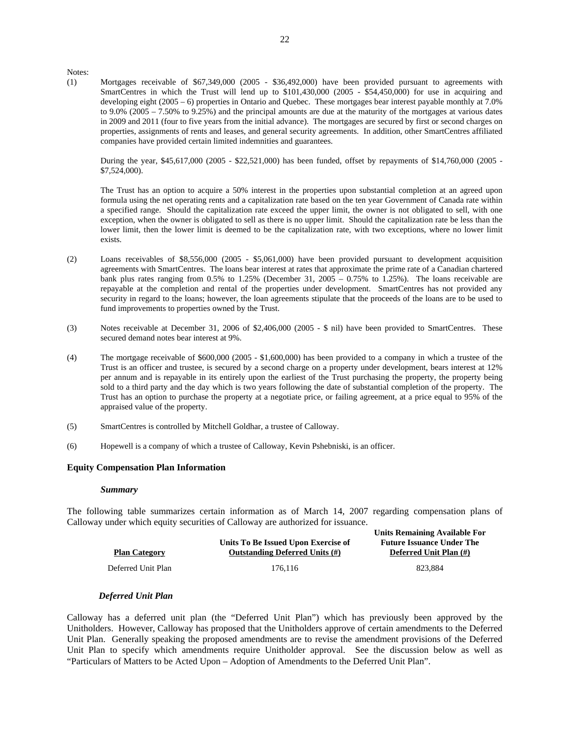Notes:

(1) Mortgages receivable of $67,349,000 (2005 - $36,492,000) have been provided pursuant to agreements with SmartCentres in which the Trust will lend up to $101,430,000 (2005 - $54,450,000) for use in acquiring and developing eight (2005 – 6) properties in Ontario and Quebec. These mortgages bear interest payable monthly at 7.0% to 9.0% (2005 – 7.50% to 9.25%) and the principal amounts are due at the maturity of the mortgages at various dates in 2009 and 2011 (four to five years from the initial advance). The mortgages are secured by first or second charges on properties, assignments of rents and leases, and general security agreements. In addition, other SmartCentres affiliated companies have provided certain limited indemnities and guarantees.

    During the year, $45,617,000 (2005 - $22,521,000) has been funded, offset by repayments of $14,760,000 (2005 - $7,524,000).

    The Trust has an option to acquire a 50% interest in the properties upon substantial completion at an agreed upon formula using the net operating rents and a capitalization rate based on the ten year Government of Canada rate within a specified range. Should the capitalization rate exceed the upper limit, the owner is not obligated to sell, with one exception, when the owner is obligated to sell as there is no upper limit. Should the capitalization rate be less than the lower limit, then the lower limit is deemed to be the capitalization rate, with two exceptions, where no lower limit exists.

(2) Loans receivables of $8,556,000 (2005 - $5,061,000) have been provided pursuant to development acquisition agreements with SmartCentres. The loans bear interest at rates that approximate the prime rate of a Canadian chartered bank plus rates ranging from 0.5% to 1.25% (December 31, 2005 – 0.75% to 1.25%). The loans receivable are repayable at the completion and rental of the properties under development. SmartCentres has not provided any security in regard to the loans; however, the loan agreements stipulate that the proceeds of the loans are to be used to fund improvements to properties owned by the Trust.

(3) Notes receivable at December 31, 2006 of $2,406,000 (2005 - $ nil) have been provided to SmartCentres. These secured demand notes bear interest at 9%.

(4) The mortgage receivable of $600,000 (2005 - $1,600,000) has been provided to a company in which a trustee of the Trust is an officer and trustee, is secured by a second charge on a property under development, bears interest at 12% per annum and is repayable in its entirely upon the earliest of the Trust purchasing the property, the property being sold to a third party and the day which is two years following the date of substantial completion of the property. The Trust has an option to purchase the property at a negotiate price, or failing agreement, at a price equal to 95% of the appraised value of the property.

(5) SmartCentres is controlled by Mitchell Goldhar, a trustee of Calloway.

(6) Hopewell is a company of which a trustee of Calloway, Kevin Pshebniski, is an officer.

## Equity Compensation Plan Information

### *Summary*

The following table summarizes certain information as of March 14, 2007 regarding compensation plans of Calloway under which equity securities of Calloway are authorized for issuance.

| Plan Category | Units To Be Issued Upon Exercise of Outstanding Deferred Units (#) | Units Remaining Available For Future Issuance Under The Deferred Unit Plan (#) |
|---|---|---|
| Deferred Unit Plan | 176,116 | 823,884 |

### *Deferred Unit Plan*

Calloway has a deferred unit plan (the "Deferred Unit Plan") which has previously been approved by the Unitholders. However, Calloway has proposed that the Unitholders approve of certain amendments to the Deferred Unit Plan. Generally speaking the proposed amendments are to revise the amendment provisions of the Deferred Unit Plan to specify which amendments require Unitholder approval. See the discussion below as well as "Particulars of Matters to be Acted Upon – Adoption of Amendments to the Deferred Unit Plan".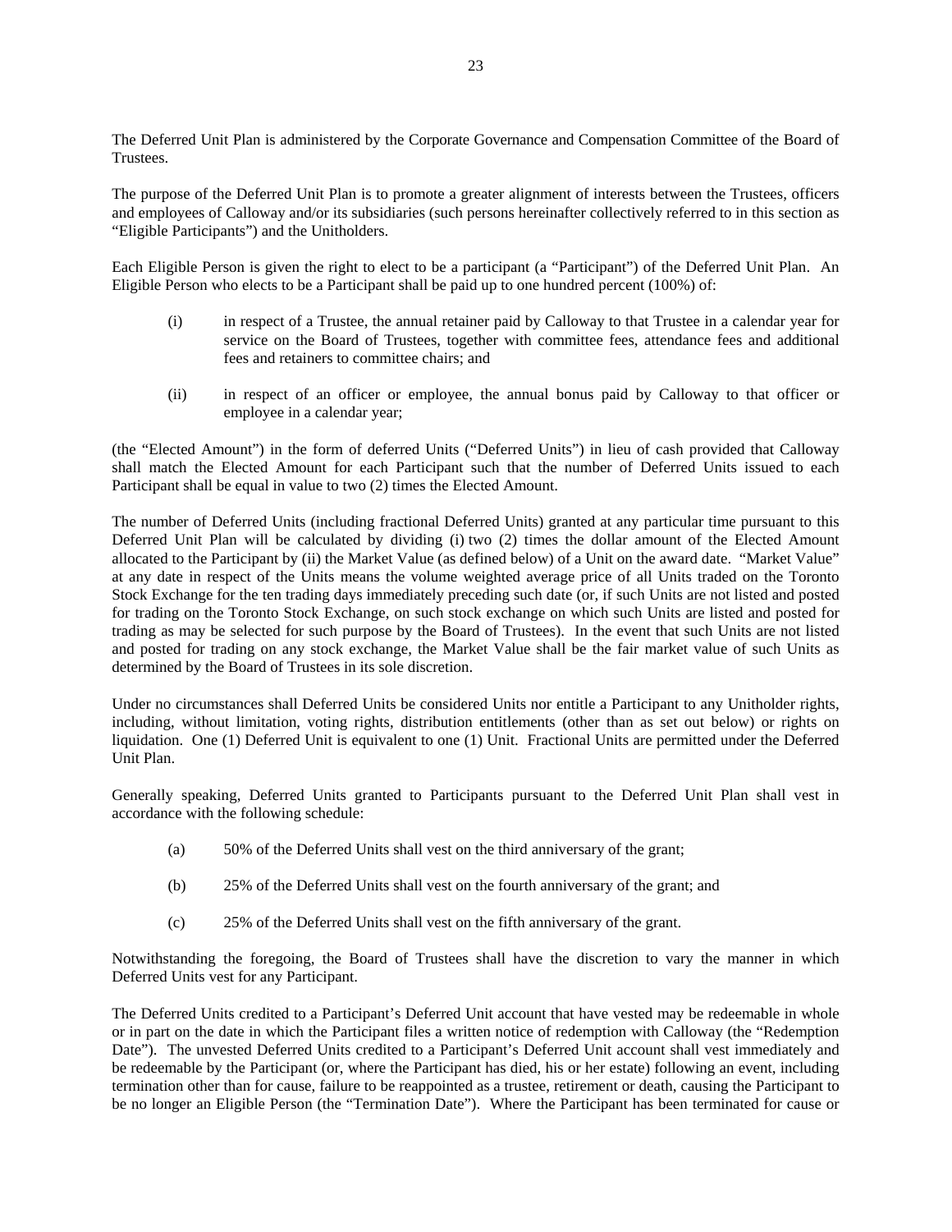The Deferred Unit Plan is administered by the Corporate Governance and Compensation Committee of the Board of Trustees.

The purpose of the Deferred Unit Plan is to promote a greater alignment of interests between the Trustees, officers and employees of Calloway and/or its subsidiaries (such persons hereinafter collectively referred to in this section as "Eligible Participants") and the Unitholders.

Each Eligible Person is given the right to elect to be a participant (a "Participant") of the Deferred Unit Plan. An Eligible Person who elects to be a Participant shall be paid up to one hundred percent (100%) of:

(i) in respect of a Trustee, the annual retainer paid by Calloway to that Trustee in a calendar year for service on the Board of Trustees, together with committee fees, attendance fees and additional fees and retainers to committee chairs; and

(ii) in respect of an officer or employee, the annual bonus paid by Calloway to that officer or employee in a calendar year;

(the "Elected Amount") in the form of deferred Units ("Deferred Units") in lieu of cash provided that Calloway shall match the Elected Amount for each Participant such that the number of Deferred Units issued to each Participant shall be equal in value to two (2) times the Elected Amount.

The number of Deferred Units (including fractional Deferred Units) granted at any particular time pursuant to this Deferred Unit Plan will be calculated by dividing (i) two (2) times the dollar amount of the Elected Amount allocated to the Participant by (ii) the Market Value (as defined below) of a Unit on the award date. "Market Value" at any date in respect of the Units means the volume weighted average price of all Units traded on the Toronto Stock Exchange for the ten trading days immediately preceding such date (or, if such Units are not listed and posted for trading on the Toronto Stock Exchange, on such stock exchange on which such Units are listed and posted for trading as may be selected for such purpose by the Board of Trustees). In the event that such Units are not listed and posted for trading on any stock exchange, the Market Value shall be the fair market value of such Units as determined by the Board of Trustees in its sole discretion.

Under no circumstances shall Deferred Units be considered Units nor entitle a Participant to any Unitholder rights, including, without limitation, voting rights, distribution entitlements (other than as set out below) or rights on liquidation. One (1) Deferred Unit is equivalent to one (1) Unit. Fractional Units are permitted under the Deferred Unit Plan.

Generally speaking, Deferred Units granted to Participants pursuant to the Deferred Unit Plan shall vest in accordance with the following schedule:

(a) 50% of the Deferred Units shall vest on the third anniversary of the grant;

(b) 25% of the Deferred Units shall vest on the fourth anniversary of the grant; and

(c) 25% of the Deferred Units shall vest on the fifth anniversary of the grant.

Notwithstanding the foregoing, the Board of Trustees shall have the discretion to vary the manner in which Deferred Units vest for any Participant.

The Deferred Units credited to a Participant's Deferred Unit account that have vested may be redeemable in whole or in part on the date in which the Participant files a written notice of redemption with Calloway (the "Redemption Date"). The unvested Deferred Units credited to a Participant's Deferred Unit account shall vest immediately and be redeemable by the Participant (or, where the Participant has died, his or her estate) following an event, including termination other than for cause, failure to be reappointed as a trustee, retirement or death, causing the Participant to be no longer an Eligible Person (the "Termination Date"). Where the Participant has been terminated for cause or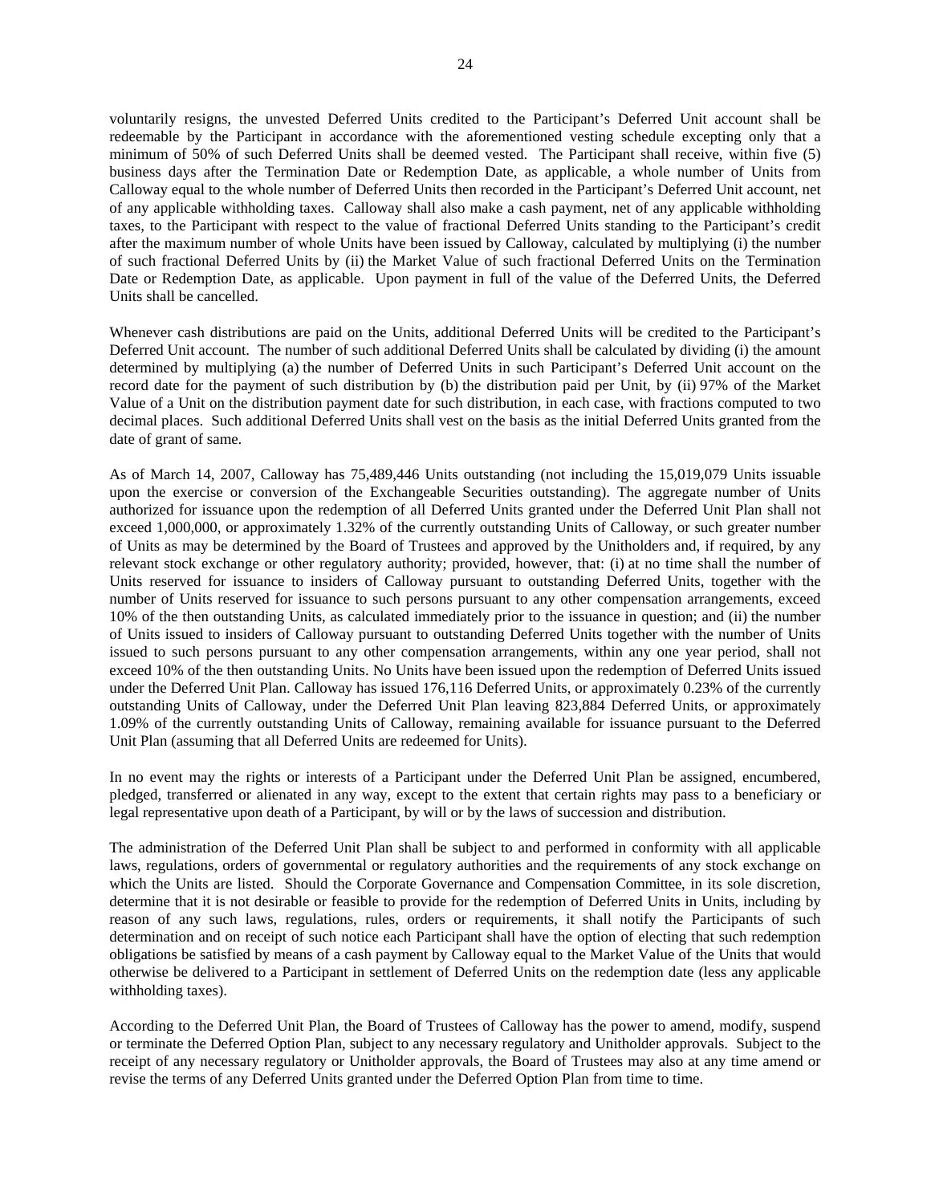voluntarily resigns, the unvested Deferred Units credited to the Participant's Deferred Unit account shall be redeemable by the Participant in accordance with the aforementioned vesting schedule excepting only that a minimum of 50% of such Deferred Units shall be deemed vested. The Participant shall receive, within five (5) business days after the Termination Date or Redemption Date, as applicable, a whole number of Units from Calloway equal to the whole number of Deferred Units then recorded in the Participant's Deferred Unit account, net of any applicable withholding taxes. Calloway shall also make a cash payment, net of any applicable withholding taxes, to the Participant with respect to the value of fractional Deferred Units standing to the Participant's credit after the maximum number of whole Units have been issued by Calloway, calculated by multiplying (i) the number of such fractional Deferred Units by (ii) the Market Value of such fractional Deferred Units on the Termination Date or Redemption Date, as applicable. Upon payment in full of the value of the Deferred Units, the Deferred Units shall be cancelled.

Whenever cash distributions are paid on the Units, additional Deferred Units will be credited to the Participant's Deferred Unit account. The number of such additional Deferred Units shall be calculated by dividing (i) the amount determined by multiplying (a) the number of Deferred Units in such Participant's Deferred Unit account on the record date for the payment of such distribution by (b) the distribution paid per Unit, by (ii) 97% of the Market Value of a Unit on the distribution payment date for such distribution, in each case, with fractions computed to two decimal places. Such additional Deferred Units shall vest on the basis as the initial Deferred Units granted from the date of grant of same.

As of March 14, 2007, Calloway has 75,489,446 Units outstanding (not including the 15,019,079 Units issuable upon the exercise or conversion of the Exchangeable Securities outstanding). The aggregate number of Units authorized for issuance upon the redemption of all Deferred Units granted under the Deferred Unit Plan shall not exceed 1,000,000, or approximately 1.32% of the currently outstanding Units of Calloway, or such greater number of Units as may be determined by the Board of Trustees and approved by the Unitholders and, if required, by any relevant stock exchange or other regulatory authority; provided, however, that: (i) at no time shall the number of Units reserved for issuance to insiders of Calloway pursuant to outstanding Deferred Units, together with the number of Units reserved for issuance to such persons pursuant to any other compensation arrangements, exceed 10% of the then outstanding Units, as calculated immediately prior to the issuance in question; and (ii) the number of Units issued to insiders of Calloway pursuant to outstanding Deferred Units together with the number of Units issued to such persons pursuant to any other compensation arrangements, within any one year period, shall not exceed 10% of the then outstanding Units. No Units have been issued upon the redemption of Deferred Units issued under the Deferred Unit Plan. Calloway has issued 176,116 Deferred Units, or approximately 0.23% of the currently outstanding Units of Calloway, under the Deferred Unit Plan leaving 823,884 Deferred Units, or approximately 1.09% of the currently outstanding Units of Calloway, remaining available for issuance pursuant to the Deferred Unit Plan (assuming that all Deferred Units are redeemed for Units).

In no event may the rights or interests of a Participant under the Deferred Unit Plan be assigned, encumbered, pledged, transferred or alienated in any way, except to the extent that certain rights may pass to a beneficiary or legal representative upon death of a Participant, by will or by the laws of succession and distribution.

The administration of the Deferred Unit Plan shall be subject to and performed in conformity with all applicable laws, regulations, orders of governmental or regulatory authorities and the requirements of any stock exchange on which the Units are listed. Should the Corporate Governance and Compensation Committee, in its sole discretion, determine that it is not desirable or feasible to provide for the redemption of Deferred Units in Units, including by reason of any such laws, regulations, rules, orders or requirements, it shall notify the Participants of such determination and on receipt of such notice each Participant shall have the option of electing that such redemption obligations be satisfied by means of a cash payment by Calloway equal to the Market Value of the Units that would otherwise be delivered to a Participant in settlement of Deferred Units on the redemption date (less any applicable withholding taxes).

According to the Deferred Unit Plan, the Board of Trustees of Calloway has the power to amend, modify, suspend or terminate the Deferred Option Plan, subject to any necessary regulatory and Unitholder approvals. Subject to the receipt of any necessary regulatory or Unitholder approvals, the Board of Trustees may also at any time amend or revise the terms of any Deferred Units granted under the Deferred Option Plan from time to time.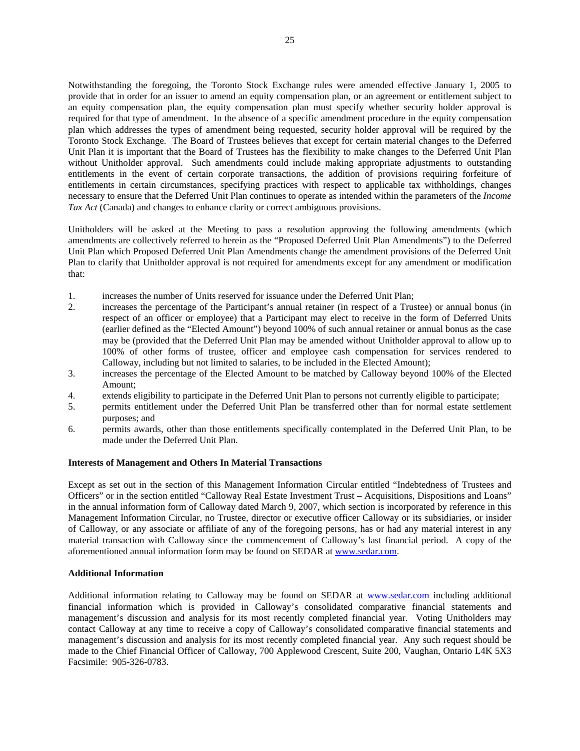Notwithstanding the foregoing, the Toronto Stock Exchange rules were amended effective January 1, 2005 to provide that in order for an issuer to amend an equity compensation plan, or an agreement or entitlement subject to an equity compensation plan, the equity compensation plan must specify whether security holder approval is required for that type of amendment. In the absence of a specific amendment procedure in the equity compensation plan which addresses the types of amendment being requested, security holder approval will be required by the Toronto Stock Exchange. The Board of Trustees believes that except for certain material changes to the Deferred Unit Plan it is important that the Board of Trustees has the flexibility to make changes to the Deferred Unit Plan without Unitholder approval. Such amendments could include making appropriate adjustments to outstanding entitlements in the event of certain corporate transactions, the addition of provisions requiring forfeiture of entitlements in certain circumstances, specifying practices with respect to applicable tax withholdings, changes necessary to ensure that the Deferred Unit Plan continues to operate as intended within the parameters of the *Income Tax Act* (Canada) and changes to enhance clarity or correct ambiguous provisions.

Unitholders will be asked at the Meeting to pass a resolution approving the following amendments (which amendments are collectively referred to herein as the "Proposed Deferred Unit Plan Amendments") to the Deferred Unit Plan which Proposed Deferred Unit Plan Amendments change the amendment provisions of the Deferred Unit Plan to clarify that Unitholder approval is not required for amendments except for any amendment or modification that:

1. increases the number of Units reserved for issuance under the Deferred Unit Plan;
2. increases the percentage of the Participant's annual retainer (in respect of a Trustee) or annual bonus (in respect of an officer or employee) that a Participant may elect to receive in the form of Deferred Units (earlier defined as the "Elected Amount") beyond 100% of such annual retainer or annual bonus as the case may be (provided that the Deferred Unit Plan may be amended without Unitholder approval to allow up to 100% of other forms of trustee, officer and employee cash compensation for services rendered to Calloway, including but not limited to salaries, to be included in the Elected Amount);
3. increases the percentage of the Elected Amount to be matched by Calloway beyond 100% of the Elected Amount;
4. extends eligibility to participate in the Deferred Unit Plan to persons not currently eligible to participate;
5. permits entitlement under the Deferred Unit Plan be transferred other than for normal estate settlement purposes; and
6. permits awards, other than those entitlements specifically contemplated in the Deferred Unit Plan, to be made under the Deferred Unit Plan.

**Interests of Management and Others In Material Transactions**

Except as set out in the section of this Management Information Circular entitled "Indebtedness of Trustees and Officers" or in the section entitled "Calloway Real Estate Investment Trust – Acquisitions, Dispositions and Loans" in the annual information form of Calloway dated March 9, 2007, which section is incorporated by reference in this Management Information Circular, no Trustee, director or executive officer Calloway or its subsidiaries, or insider of Calloway, or any associate or affiliate of any of the foregoing persons, has or had any material interest in any material transaction with Calloway since the commencement of Calloway's last financial period. A copy of the aforementioned annual information form may be found on SEDAR at www.sedar.com.

**Additional Information**

Additional information relating to Calloway may be found on SEDAR at www.sedar.com including additional financial information which is provided in Calloway's consolidated comparative financial statements and management's discussion and analysis for its most recently completed financial year. Voting Unitholders may contact Calloway at any time to receive a copy of Calloway's consolidated comparative financial statements and management's discussion and analysis for its most recently completed financial year. Any such request should be made to the Chief Financial Officer of Calloway, 700 Applewood Crescent, Suite 200, Vaughan, Ontario L4K 5X3 Facsimile: 905-326-0783.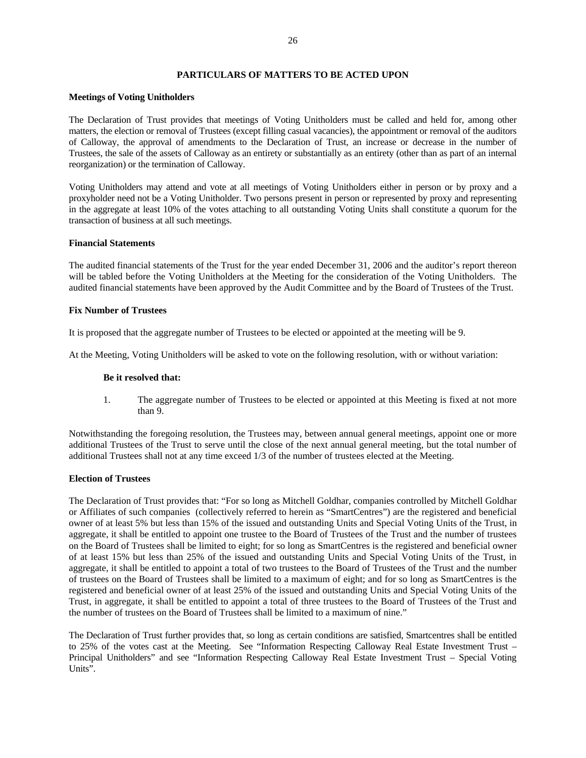## PARTICULARS OF MATTERS TO BE ACTED UPON

### Meetings of Voting Unitholders

The Declaration of Trust provides that meetings of Voting Unitholders must be called and held for, among other matters, the election or removal of Trustees (except filling casual vacancies), the appointment or removal of the auditors of Calloway, the approval of amendments to the Declaration of Trust, an increase or decrease in the number of Trustees, the sale of the assets of Calloway as an entirety or substantially as an entirety (other than as part of an internal reorganization) or the termination of Calloway.

Voting Unitholders may attend and vote at all meetings of Voting Unitholders either in person or by proxy and a proxyholder need not be a Voting Unitholder. Two persons present in person or represented by proxy and representing in the aggregate at least 10% of the votes attaching to all outstanding Voting Units shall constitute a quorum for the transaction of business at all such meetings.

### Financial Statements

The audited financial statements of the Trust for the year ended December 31, 2006 and the auditor's report thereon will be tabled before the Voting Unitholders at the Meeting for the consideration of the Voting Unitholders. The audited financial statements have been approved by the Audit Committee and by the Board of Trustees of the Trust.

### Fix Number of Trustees

It is proposed that the aggregate number of Trustees to be elected or appointed at the meeting will be 9.

At the Meeting, Voting Unitholders will be asked to vote on the following resolution, with or without variation:

**Be it resolved that:**

1. The aggregate number of Trustees to be elected or appointed at this Meeting is fixed at not more than 9.

Notwithstanding the foregoing resolution, the Trustees may, between annual general meetings, appoint one or more additional Trustees of the Trust to serve until the close of the next annual general meeting, but the total number of additional Trustees shall not at any time exceed 1/3 of the number of trustees elected at the Meeting.

### Election of Trustees

The Declaration of Trust provides that: "For so long as Mitchell Goldhar, companies controlled by Mitchell Goldhar or Affiliates of such companies (collectively referred to herein as "SmartCentres") are the registered and beneficial owner of at least 5% but less than 15% of the issued and outstanding Units and Special Voting Units of the Trust, in aggregate, it shall be entitled to appoint one trustee to the Board of Trustees of the Trust and the number of trustees on the Board of Trustees shall be limited to eight; for so long as SmartCentres is the registered and beneficial owner of at least 15% but less than 25% of the issued and outstanding Units and Special Voting Units of the Trust, in aggregate, it shall be entitled to appoint a total of two trustees to the Board of Trustees of the Trust and the number of trustees on the Board of Trustees shall be limited to a maximum of eight; and for so long as SmartCentres is the registered and beneficial owner of at least 25% of the issued and outstanding Units and Special Voting Units of the Trust, in aggregate, it shall be entitled to appoint a total of three trustees to the Board of Trustees of the Trust and the number of trustees on the Board of Trustees shall be limited to a maximum of nine."

The Declaration of Trust further provides that, so long as certain conditions are satisfied, Smartcentres shall be entitled to 25% of the votes cast at the Meeting. See "Information Respecting Calloway Real Estate Investment Trust – Principal Unitholders" and see "Information Respecting Calloway Real Estate Investment Trust – Special Voting Units".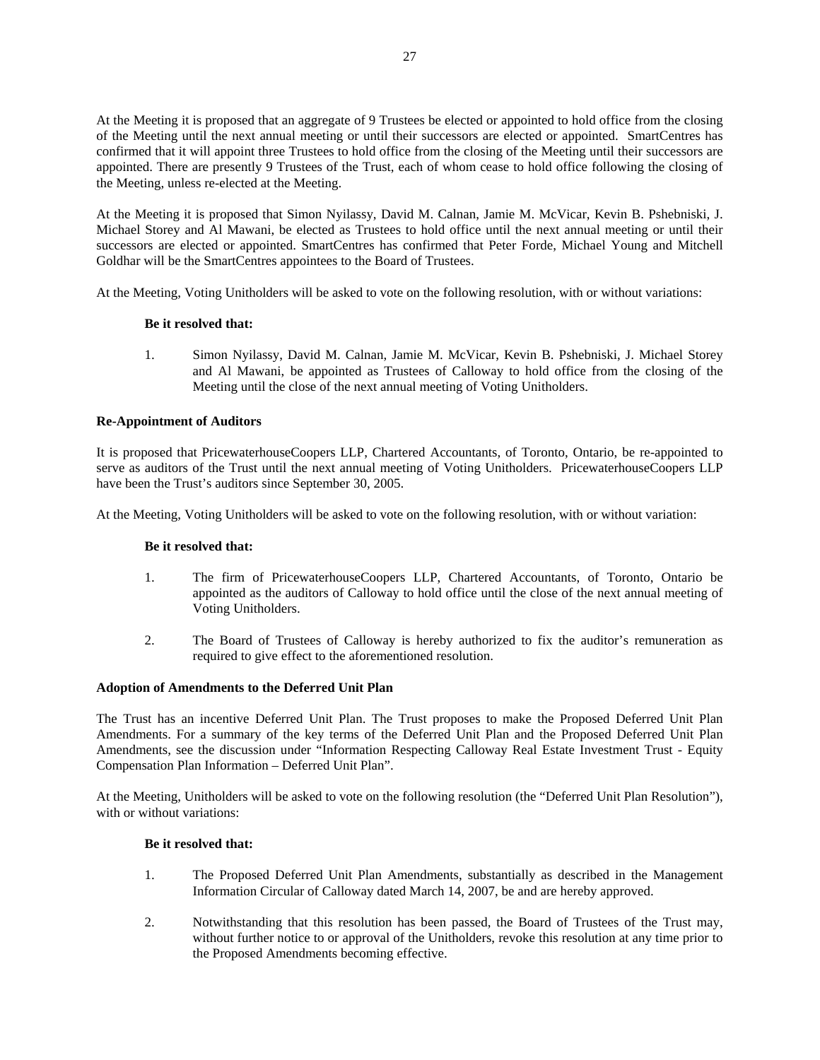At the Meeting it is proposed that an aggregate of 9 Trustees be elected or appointed to hold office from the closing of the Meeting until the next annual meeting or until their successors are elected or appointed. SmartCentres has confirmed that it will appoint three Trustees to hold office from the closing of the Meeting until their successors are appointed. There are presently 9 Trustees of the Trust, each of whom cease to hold office following the closing of the Meeting, unless re-elected at the Meeting.

At the Meeting it is proposed that Simon Nyilassy, David M. Calnan, Jamie M. McVicar, Kevin B. Pshebniski, J. Michael Storey and Al Mawani, be elected as Trustees to hold office until the next annual meeting or until their successors are elected or appointed. SmartCentres has confirmed that Peter Forde, Michael Young and Mitchell Goldhar will be the SmartCentres appointees to the Board of Trustees.

At the Meeting, Voting Unitholders will be asked to vote on the following resolution, with or without variations:

**Be it resolved that:**

1. Simon Nyilassy, David M. Calnan, Jamie M. McVicar, Kevin B. Pshebniski, J. Michael Storey and Al Mawani, be appointed as Trustees of Calloway to hold office from the closing of the Meeting until the close of the next annual meeting of Voting Unitholders.

**Re-Appointment of Auditors**

It is proposed that PricewaterhouseCoopers LLP, Chartered Accountants, of Toronto, Ontario, be re-appointed to serve as auditors of the Trust until the next annual meeting of Voting Unitholders. PricewaterhouseCoopers LLP have been the Trust's auditors since September 30, 2005.

At the Meeting, Voting Unitholders will be asked to vote on the following resolution, with or without variation:

**Be it resolved that:**

1. The firm of PricewaterhouseCoopers LLP, Chartered Accountants, of Toronto, Ontario be appointed as the auditors of Calloway to hold office until the close of the next annual meeting of Voting Unitholders.

2. The Board of Trustees of Calloway is hereby authorized to fix the auditor's remuneration as required to give effect to the aforementioned resolution.

**Adoption of Amendments to the Deferred Unit Plan**

The Trust has an incentive Deferred Unit Plan. The Trust proposes to make the Proposed Deferred Unit Plan Amendments. For a summary of the key terms of the Deferred Unit Plan and the Proposed Deferred Unit Plan Amendments, see the discussion under "Information Respecting Calloway Real Estate Investment Trust - Equity Compensation Plan Information – Deferred Unit Plan".

At the Meeting, Unitholders will be asked to vote on the following resolution (the "Deferred Unit Plan Resolution"), with or without variations:

**Be it resolved that:**

1. The Proposed Deferred Unit Plan Amendments, substantially as described in the Management Information Circular of Calloway dated March 14, 2007, be and are hereby approved.

2. Notwithstanding that this resolution has been passed, the Board of Trustees of the Trust may, without further notice to or approval of the Unitholders, revoke this resolution at any time prior to the Proposed Amendments becoming effective.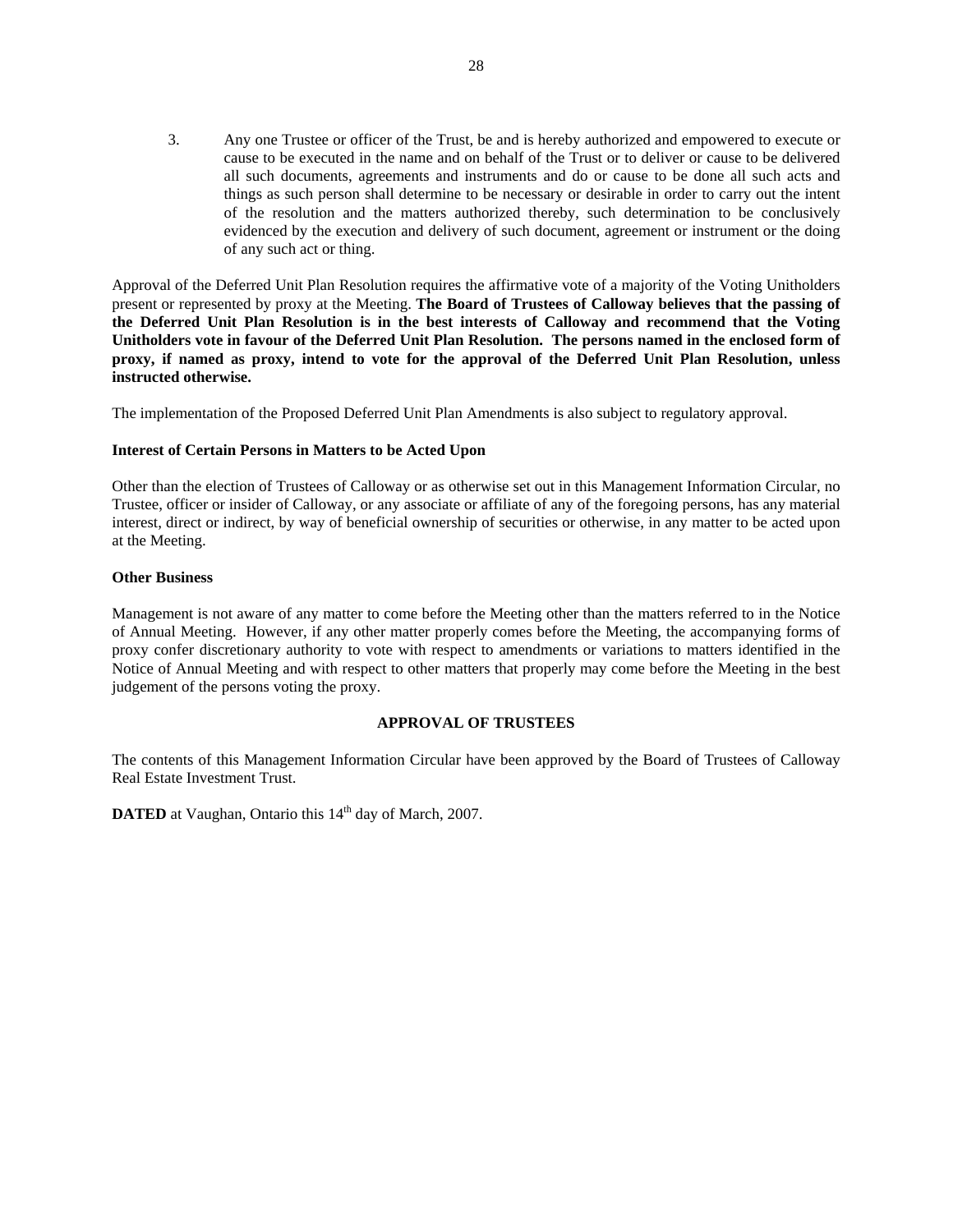3. Any one Trustee or officer of the Trust, be and is hereby authorized and empowered to execute or cause to be executed in the name and on behalf of the Trust or to deliver or cause to be delivered all such documents, agreements and instruments and do or cause to be done all such acts and things as such person shall determine to be necessary or desirable in order to carry out the intent of the resolution and the matters authorized thereby, such determination to be conclusively evidenced by the execution and delivery of such document, agreement or instrument or the doing of any such act or thing.

Approval of the Deferred Unit Plan Resolution requires the affirmative vote of a majority of the Voting Unitholders present or represented by proxy at the Meeting. **The Board of Trustees of Calloway believes that the passing of the Deferred Unit Plan Resolution is in the best interests of Calloway and recommend that the Voting Unitholders vote in favour of the Deferred Unit Plan Resolution. The persons named in the enclosed form of proxy, if named as proxy, intend to vote for the approval of the Deferred Unit Plan Resolution, unless instructed otherwise.**

The implementation of the Proposed Deferred Unit Plan Amendments is also subject to regulatory approval.

**Interest of Certain Persons in Matters to be Acted Upon**

Other than the election of Trustees of Calloway or as otherwise set out in this Management Information Circular, no Trustee, officer or insider of Calloway, or any associate or affiliate of any of the foregoing persons, has any material interest, direct or indirect, by way of beneficial ownership of securities or otherwise, in any matter to be acted upon at the Meeting.

**Other Business**

Management is not aware of any matter to come before the Meeting other than the matters referred to in the Notice of Annual Meeting. However, if any other matter properly comes before the Meeting, the accompanying forms of proxy confer discretionary authority to vote with respect to amendments or variations to matters identified in the Notice of Annual Meeting and with respect to other matters that properly may come before the Meeting in the best judgement of the persons voting the proxy.

## APPROVAL OF TRUSTEES

The contents of this Management Information Circular have been approved by the Board of Trustees of Calloway Real Estate Investment Trust.

**DATED** at Vaughan, Ontario this 14th day of March, 2007.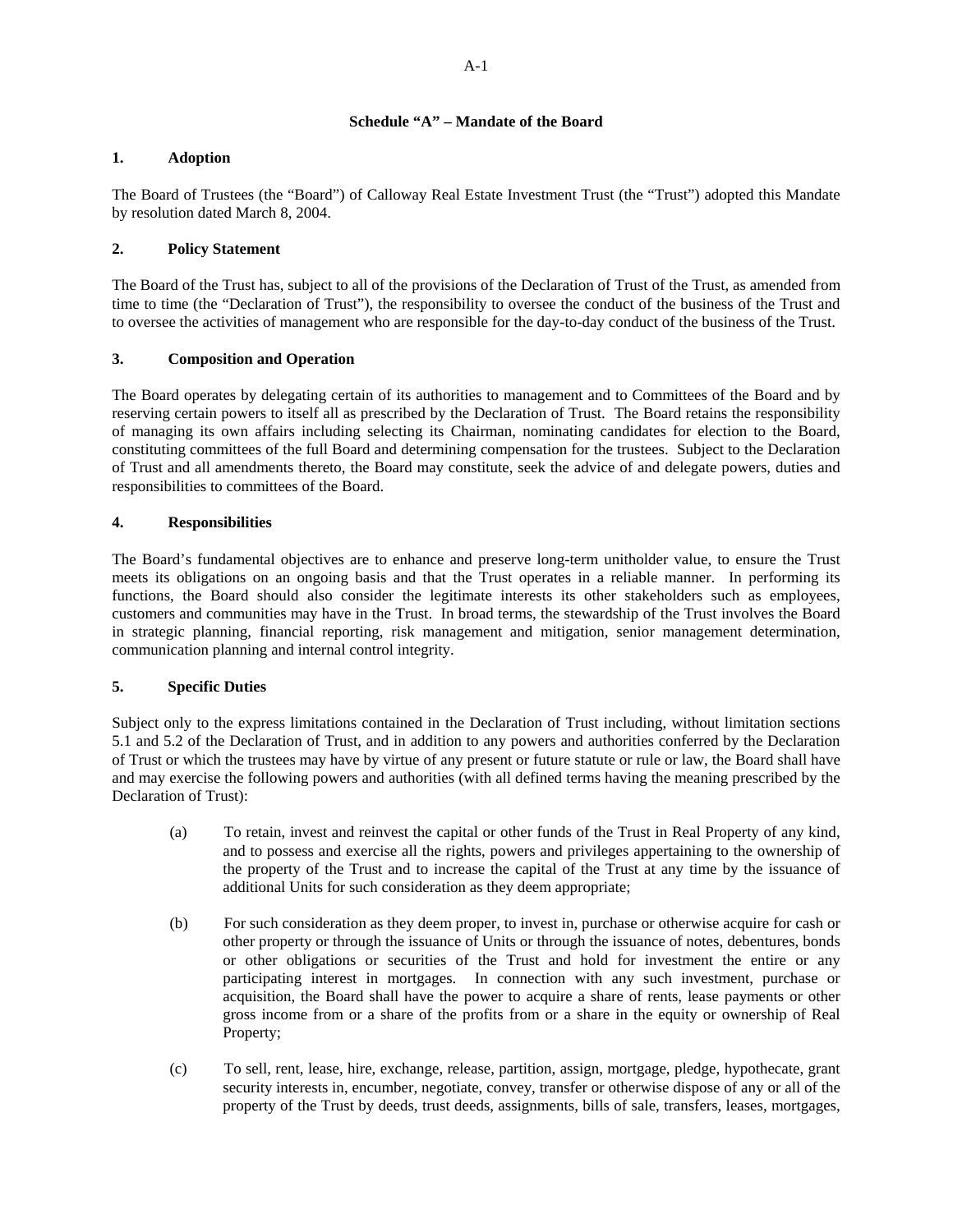# Schedule "A" – Mandate of the Board

## 1. Adoption

The Board of Trustees (the "Board") of Calloway Real Estate Investment Trust (the "Trust") adopted this Mandate by resolution dated March 8, 2004.

## 2. Policy Statement

The Board of the Trust has, subject to all of the provisions of the Declaration of Trust of the Trust, as amended from time to time (the "Declaration of Trust"), the responsibility to oversee the conduct of the business of the Trust and to oversee the activities of management who are responsible for the day-to-day conduct of the business of the Trust.

## 3. Composition and Operation

The Board operates by delegating certain of its authorities to management and to Committees of the Board and by reserving certain powers to itself all as prescribed by the Declaration of Trust. The Board retains the responsibility of managing its own affairs including selecting its Chairman, nominating candidates for election to the Board, constituting committees of the full Board and determining compensation for the trustees. Subject to the Declaration of Trust and all amendments thereto, the Board may constitute, seek the advice of and delegate powers, duties and responsibilities to committees of the Board.

## 4. Responsibilities

The Board's fundamental objectives are to enhance and preserve long-term unitholder value, to ensure the Trust meets its obligations on an ongoing basis and that the Trust operates in a reliable manner. In performing its functions, the Board should also consider the legitimate interests its other stakeholders such as employees, customers and communities may have in the Trust. In broad terms, the stewardship of the Trust involves the Board in strategic planning, financial reporting, risk management and mitigation, senior management determination, communication planning and internal control integrity.

## 5. Specific Duties

Subject only to the express limitations contained in the Declaration of Trust including, without limitation sections 5.1 and 5.2 of the Declaration of Trust, and in addition to any powers and authorities conferred by the Declaration of Trust or which the trustees may have by virtue of any present or future statute or rule or law, the Board shall have and may exercise the following powers and authorities (with all defined terms having the meaning prescribed by the Declaration of Trust):

(a) To retain, invest and reinvest the capital or other funds of the Trust in Real Property of any kind, and to possess and exercise all the rights, powers and privileges appertaining to the ownership of the property of the Trust and to increase the capital of the Trust at any time by the issuance of additional Units for such consideration as they deem appropriate;

(b) For such consideration as they deem proper, to invest in, purchase or otherwise acquire for cash or other property or through the issuance of Units or through the issuance of notes, debentures, bonds or other obligations or securities of the Trust and hold for investment the entire or any participating interest in mortgages. In connection with any such investment, purchase or acquisition, the Board shall have the power to acquire a share of rents, lease payments or other gross income from or a share of the profits from or a share in the equity or ownership of Real Property;

(c) To sell, rent, lease, hire, exchange, release, partition, assign, mortgage, pledge, hypothecate, grant security interests in, encumber, negotiate, convey, transfer or otherwise dispose of any or all of the property of the Trust by deeds, trust deeds, assignments, bills of sale, transfers, leases, mortgages,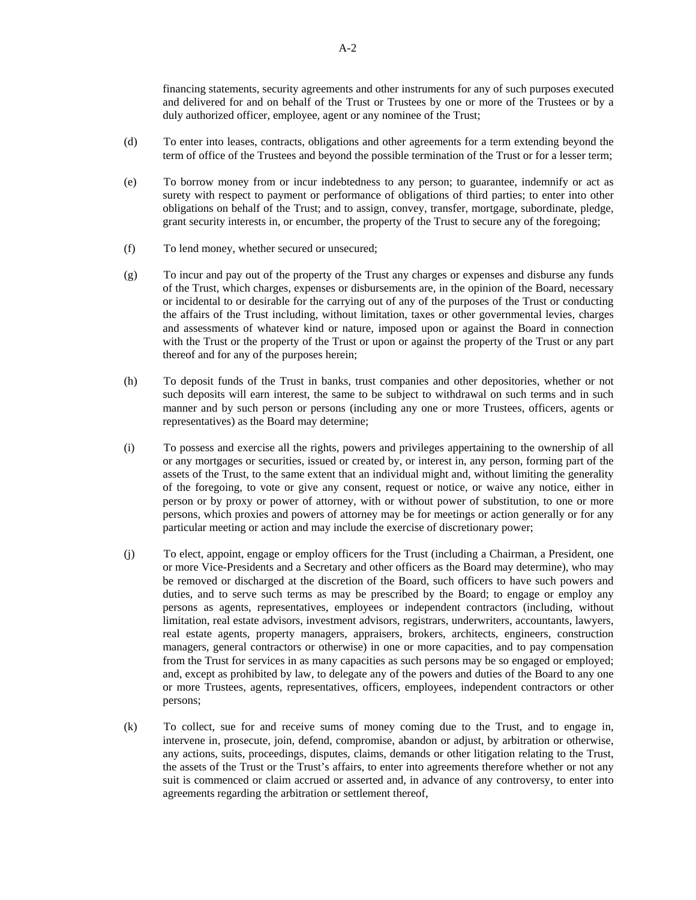financing statements, security agreements and other instruments for any of such purposes executed and delivered for and on behalf of the Trust or Trustees by one or more of the Trustees or by a duly authorized officer, employee, agent or any nominee of the Trust;

(d) To enter into leases, contracts, obligations and other agreements for a term extending beyond the term of office of the Trustees and beyond the possible termination of the Trust or for a lesser term;

(e) To borrow money from or incur indebtedness to any person; to guarantee, indemnify or act as surety with respect to payment or performance of obligations of third parties; to enter into other obligations on behalf of the Trust; and to assign, convey, transfer, mortgage, subordinate, pledge, grant security interests in, or encumber, the property of the Trust to secure any of the foregoing;

(f) To lend money, whether secured or unsecured;

(g) To incur and pay out of the property of the Trust any charges or expenses and disburse any funds of the Trust, which charges, expenses or disbursements are, in the opinion of the Board, necessary or incidental to or desirable for the carrying out of any of the purposes of the Trust or conducting the affairs of the Trust including, without limitation, taxes or other governmental levies, charges and assessments of whatever kind or nature, imposed upon or against the Board in connection with the Trust or the property of the Trust or upon or against the property of the Trust or any part thereof and for any of the purposes herein;

(h) To deposit funds of the Trust in banks, trust companies and other depositories, whether or not such deposits will earn interest, the same to be subject to withdrawal on such terms and in such manner and by such person or persons (including any one or more Trustees, officers, agents or representatives) as the Board may determine;

(i) To possess and exercise all the rights, powers and privileges appertaining to the ownership of all or any mortgages or securities, issued or created by, or interest in, any person, forming part of the assets of the Trust, to the same extent that an individual might and, without limiting the generality of the foregoing, to vote or give any consent, request or notice, or waive any notice, either in person or by proxy or power of attorney, with or without power of substitution, to one or more persons, which proxies and powers of attorney may be for meetings or action generally or for any particular meeting or action and may include the exercise of discretionary power;

(j) To elect, appoint, engage or employ officers for the Trust (including a Chairman, a President, one or more Vice-Presidents and a Secretary and other officers as the Board may determine), who may be removed or discharged at the discretion of the Board, such officers to have such powers and duties, and to serve such terms as may be prescribed by the Board; to engage or employ any persons as agents, representatives, employees or independent contractors (including, without limitation, real estate advisors, investment advisors, registrars, underwriters, accountants, lawyers, real estate agents, property managers, appraisers, brokers, architects, engineers, construction managers, general contractors or otherwise) in one or more capacities, and to pay compensation from the Trust for services in as many capacities as such persons may be so engaged or employed; and, except as prohibited by law, to delegate any of the powers and duties of the Board to any one or more Trustees, agents, representatives, officers, employees, independent contractors or other persons;

(k) To collect, sue for and receive sums of money coming due to the Trust, and to engage in, intervene in, prosecute, join, defend, compromise, abandon or adjust, by arbitration or otherwise, any actions, suits, proceedings, disputes, claims, demands or other litigation relating to the Trust, the assets of the Trust or the Trust's affairs, to enter into agreements therefore whether or not any suit is commenced or claim accrued or asserted and, in advance of any controversy, to enter into agreements regarding the arbitration or settlement thereof,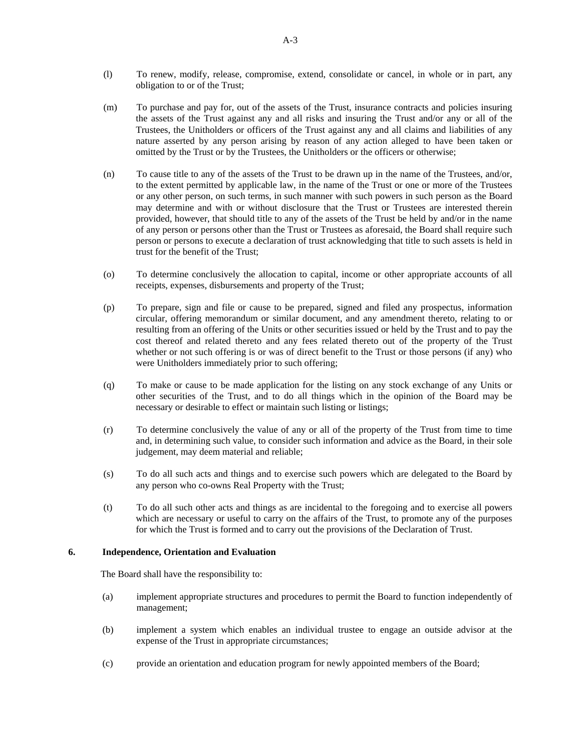(l) To renew, modify, release, compromise, extend, consolidate or cancel, in whole or in part, any obligation to or of the Trust;

(m) To purchase and pay for, out of the assets of the Trust, insurance contracts and policies insuring the assets of the Trust against any and all risks and insuring the Trust and/or any or all of the Trustees, the Unitholders or officers of the Trust against any and all claims and liabilities of any nature asserted by any person arising by reason of any action alleged to have been taken or omitted by the Trust or by the Trustees, the Unitholders or the officers or otherwise;

(n) To cause title to any of the assets of the Trust to be drawn up in the name of the Trustees, and/or, to the extent permitted by applicable law, in the name of the Trust or one or more of the Trustees or any other person, on such terms, in such manner with such powers in such person as the Board may determine and with or without disclosure that the Trust or Trustees are interested therein provided, however, that should title to any of the assets of the Trust be held by and/or in the name of any person or persons other than the Trust or Trustees as aforesaid, the Board shall require such person or persons to execute a declaration of trust acknowledging that title to such assets is held in trust for the benefit of the Trust;

(o) To determine conclusively the allocation to capital, income or other appropriate accounts of all receipts, expenses, disbursements and property of the Trust;

(p) To prepare, sign and file or cause to be prepared, signed and filed any prospectus, information circular, offering memorandum or similar document, and any amendment thereto, relating to or resulting from an offering of the Units or other securities issued or held by the Trust and to pay the cost thereof and related thereto and any fees related thereto out of the property of the Trust whether or not such offering is or was of direct benefit to the Trust or those persons (if any) who were Unitholders immediately prior to such offering;

(q) To make or cause to be made application for the listing on any stock exchange of any Units or other securities of the Trust, and to do all things which in the opinion of the Board may be necessary or desirable to effect or maintain such listing or listings;

(r) To determine conclusively the value of any or all of the property of the Trust from time to time and, in determining such value, to consider such information and advice as the Board, in their sole judgement, may deem material and reliable;

(s) To do all such acts and things and to exercise such powers which are delegated to the Board by any person who co-owns Real Property with the Trust;

(t) To do all such other acts and things as are incidental to the foregoing and to exercise all powers which are necessary or useful to carry on the affairs of the Trust, to promote any of the purposes for which the Trust is formed and to carry out the provisions of the Declaration of Trust.

## 6. Independence, Orientation and Evaluation

The Board shall have the responsibility to:

(a) implement appropriate structures and procedures to permit the Board to function independently of management;

(b) implement a system which enables an individual trustee to engage an outside advisor at the expense of the Trust in appropriate circumstances;

(c) provide an orientation and education program for newly appointed members of the Board;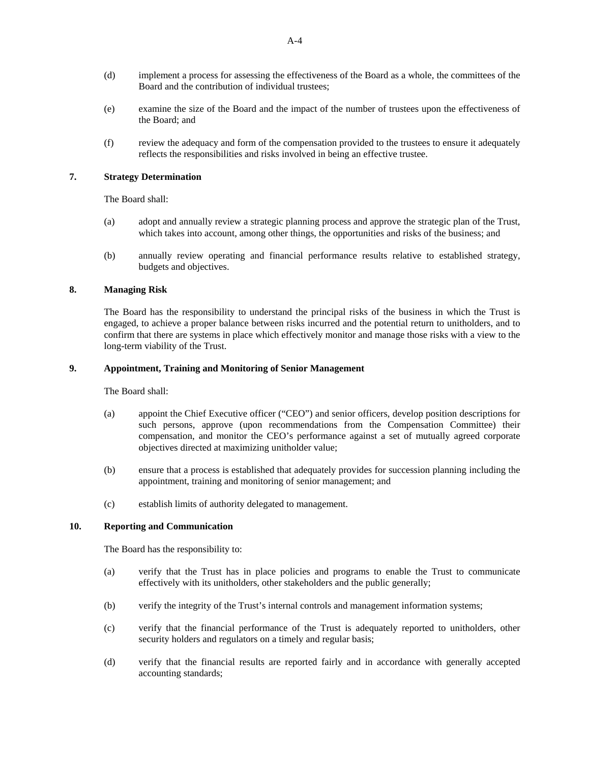(d) implement a process for assessing the effectiveness of the Board as a whole, the committees of the Board and the contribution of individual trustees;

(e) examine the size of the Board and the impact of the number of trustees upon the effectiveness of the Board; and

(f) review the adequacy and form of the compensation provided to the trustees to ensure it adequately reflects the responsibilities and risks involved in being an effective trustee.

## 7. Strategy Determination

The Board shall:

(a) adopt and annually review a strategic planning process and approve the strategic plan of the Trust, which takes into account, among other things, the opportunities and risks of the business; and

(b) annually review operating and financial performance results relative to established strategy, budgets and objectives.

## 8. Managing Risk

The Board has the responsibility to understand the principal risks of the business in which the Trust is engaged, to achieve a proper balance between risks incurred and the potential return to unitholders, and to confirm that there are systems in place which effectively monitor and manage those risks with a view to the long-term viability of the Trust.

## 9. Appointment, Training and Monitoring of Senior Management

The Board shall:

(a) appoint the Chief Executive officer ("CEO") and senior officers, develop position descriptions for such persons, approve (upon recommendations from the Compensation Committee) their compensation, and monitor the CEO's performance against a set of mutually agreed corporate objectives directed at maximizing unitholder value;

(b) ensure that a process is established that adequately provides for succession planning including the appointment, training and monitoring of senior management; and

(c) establish limits of authority delegated to management.

## 10. Reporting and Communication

The Board has the responsibility to:

(a) verify that the Trust has in place policies and programs to enable the Trust to communicate effectively with its unitholders, other stakeholders and the public generally;

(b) verify the integrity of the Trust's internal controls and management information systems;

(c) verify that the financial performance of the Trust is adequately reported to unitholders, other security holders and regulators on a timely and regular basis;

(d) verify that the financial results are reported fairly and in accordance with generally accepted accounting standards;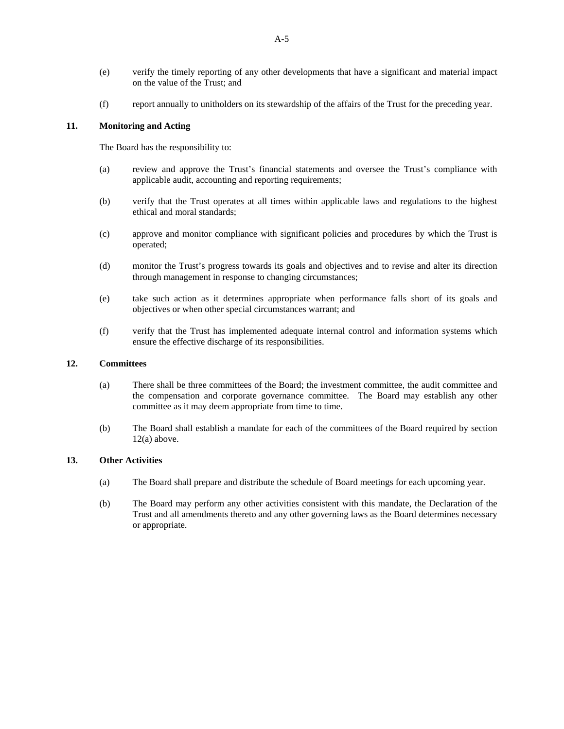(e) verify the timely reporting of any other developments that have a significant and material impact on the value of the Trust; and

(f) report annually to unitholders on its stewardship of the affairs of the Trust for the preceding year.

### 11. Monitoring and Acting

The Board has the responsibility to:

(a) review and approve the Trust's financial statements and oversee the Trust's compliance with applicable audit, accounting and reporting requirements;

(b) verify that the Trust operates at all times within applicable laws and regulations to the highest ethical and moral standards;

(c) approve and monitor compliance with significant policies and procedures by which the Trust is operated;

(d) monitor the Trust's progress towards its goals and objectives and to revise and alter its direction through management in response to changing circumstances;

(e) take such action as it determines appropriate when performance falls short of its goals and objectives or when other special circumstances warrant; and

(f) verify that the Trust has implemented adequate internal control and information systems which ensure the effective discharge of its responsibilities.

### 12. Committees

(a) There shall be three committees of the Board; the investment committee, the audit committee and the compensation and corporate governance committee. The Board may establish any other committee as it may deem appropriate from time to time.

(b) The Board shall establish a mandate for each of the committees of the Board required by section 12(a) above.

### 13. Other Activities

(a) The Board shall prepare and distribute the schedule of Board meetings for each upcoming year.

(b) The Board may perform any other activities consistent with this mandate, the Declaration of the Trust and all amendments thereto and any other governing laws as the Board determines necessary or appropriate.